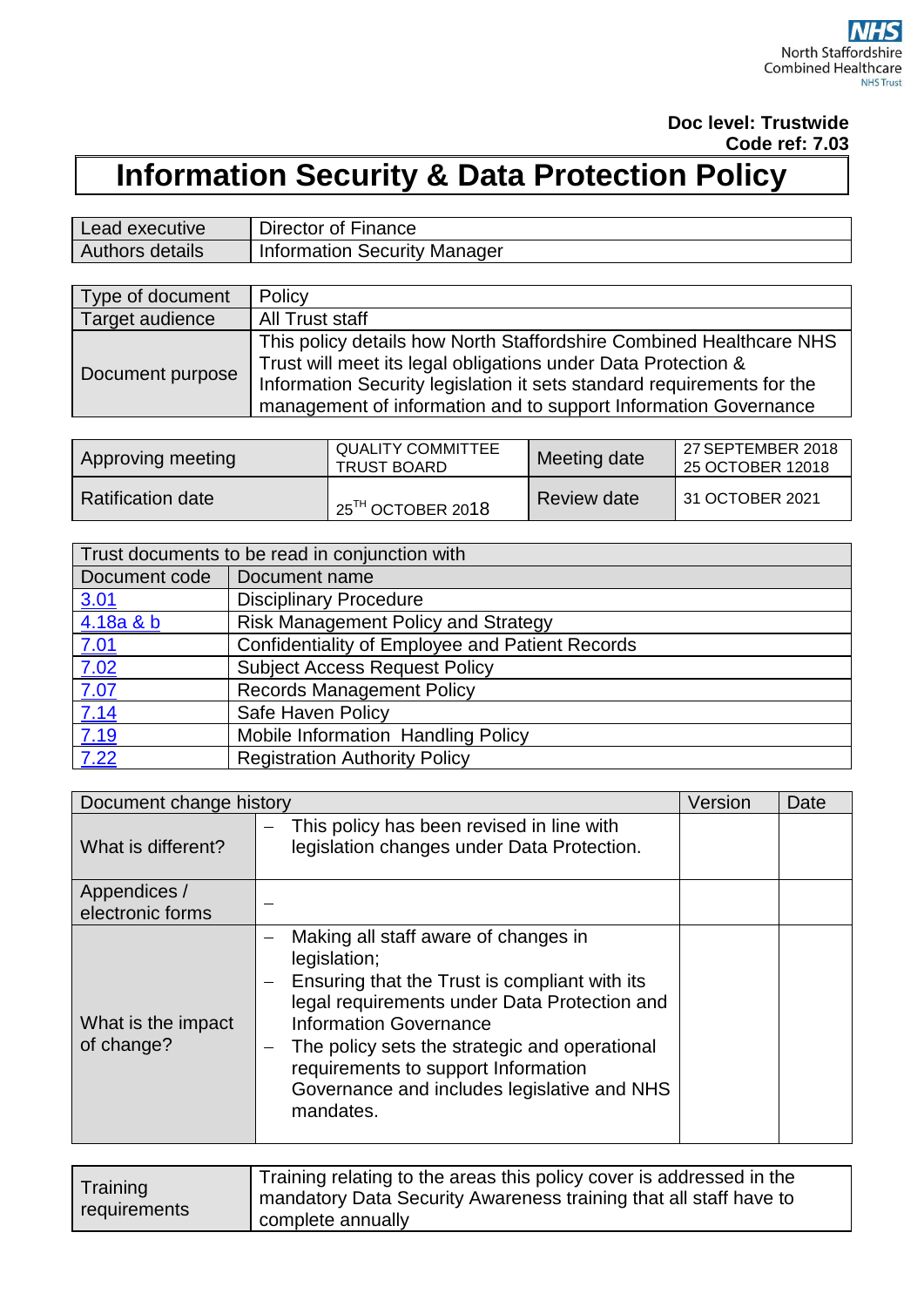NHS North Staffordshire Combined Healthcare NHS Trust

**Doc level: Trustwide**
**Code ref: 7.03**

# Information Security & Data Protection Policy

| Lead executive | Director of Finance |
|---|---|
| Authors details | Information Security Manager |

| Type of document | Policy |
|---|---|
| Target audience | All Trust staff |
| Document purpose | This policy details how North Staffordshire Combined Healthcare NHS Trust will meet its legal obligations under Data Protection & Information Security legislation it sets standard requirements for the management of information and to support Information Governance |

| Approving meeting | QUALITY COMMITTEE<br>TRUST BOARD | Meeting date | 27 SEPTEMBER 2018<br>25 OCTOBER 12018 |
|---|---|---|---|
| Ratification date | 25TH OCTOBER 2018 | Review date | 31 OCTOBER 2021 |

| Trust documents to be read in conjunction with | |
|---|---|
| Document code | Document name |
| 3.01 | Disciplinary Procedure |
| 4.18a & b | Risk Management Policy and Strategy |
| 7.01 | Confidentiality of Employee and Patient Records |
| 7.02 | Subject Access Request Policy |
| 7.07 | Records Management Policy |
| 7.14 | Safe Haven Policy |
| 7.19 | Mobile Information Handling Policy |
| 7.22 | Registration Authority Policy |

| Document change history | | Version | Date |
|---|---|---|---|
| What is different? | – This policy has been revised in line with legislation changes under Data Protection. | | |
| Appendices / electronic forms | – | | |
| What is the impact of change? | – Making all staff aware of changes in legislation;<br>– Ensuring that the Trust is compliant with its legal requirements under Data Protection and Information Governance<br>– The policy sets the strategic and operational requirements to support Information Governance and includes legislative and NHS mandates. | | |

| Training requirements | Training relating to the areas this policy cover is addressed in the mandatory Data Security Awareness training that all staff have to complete annually |
|---|---|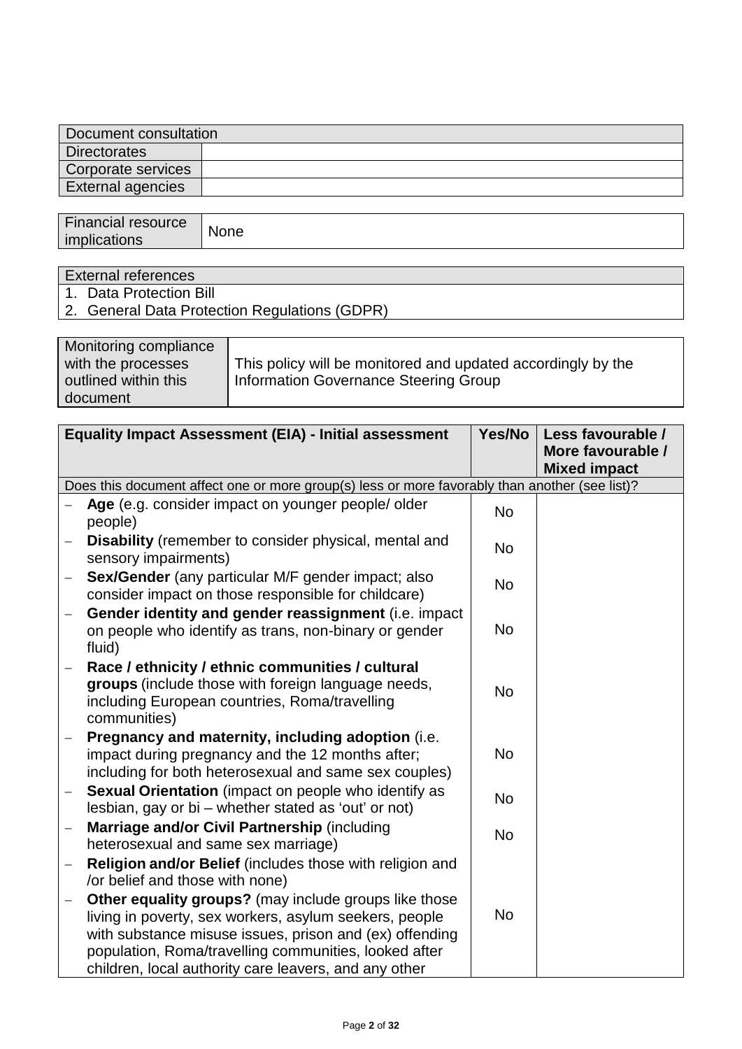| Document consultation | |
|---|---|
| Directorates | |
| Corporate services | |
| External agencies | |

| Financial resource implications | None |
|---|---|

| External references |
|---|
| 1. Data Protection Bill |
| 2. General Data Protection Regulations (GDPR) |

| Monitoring compliance with the processes outlined within this document | This policy will be monitored and updated accordingly by the Information Governance Steering Group |
|---|---|

| **Equality Impact Assessment (EIA) - Initial assessment** | **Yes/No** | **Less favourable / More favourable / Mixed impact** |
|---|---|---|
| Does this document affect one or more group(s) less or more favorably than another (see list)? | | |
| – **Age** (e.g. consider impact on younger people/ older people) | No | |
| – **Disability** (remember to consider physical, mental and sensory impairments) | No | |
| – **Sex/Gender** (any particular M/F gender impact; also consider impact on those responsible for childcare) | No | |
| – **Gender identity and gender reassignment** (i.e. impact on people who identify as trans, non-binary or gender fluid) | No | |
| – **Race / ethnicity / ethnic communities / cultural groups** (include those with foreign language needs, including European countries, Roma/travelling communities) | No | |
| – **Pregnancy and maternity, including adoption** (i.e. impact during pregnancy and the 12 months after; including for both heterosexual and same sex couples) | No | |
| – **Sexual Orientation** (impact on people who identify as lesbian, gay or bi – whether stated as 'out' or not) | No | |
| – **Marriage and/or Civil Partnership** (including heterosexual and same sex marriage) | No | |
| – **Religion and/or Belief** (includes those with religion and /or belief and those with none) | | |
| – **Other equality groups?** (may include groups like those living in poverty, sex workers, asylum seekers, people with substance misuse issues, prison and (ex) offending population, Roma/travelling communities, looked after children, local authority care leavers, and any other | No | |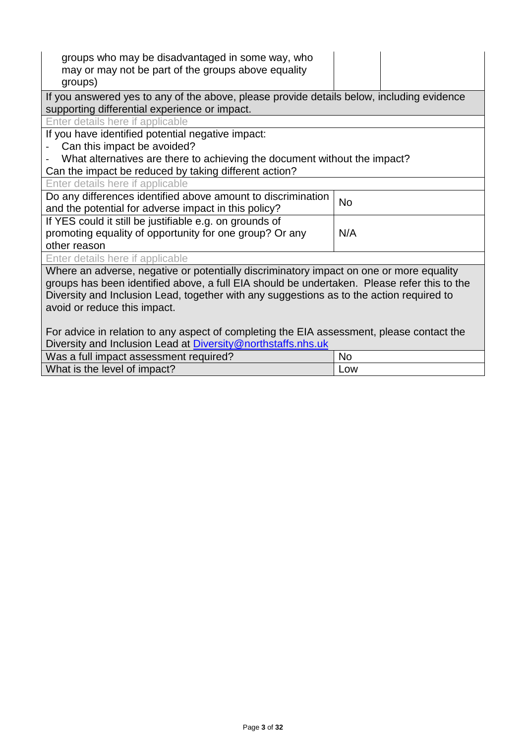| | | |
|---|---|---|
| groups who may be disadvantaged in some way, who may or may not be part of the groups above equality groups) | | |
| If you answered yes to any of the above, please provide details below, including evidence supporting differential experience or impact. | | |
| Enter details here if applicable | | |
| If you have identified potential negative impact:<br>- Can this impact be avoided?<br>- What alternatives are there to achieving the document without the impact?<br>Can the impact be reduced by taking different action? | | |
| Enter details here if applicable | | |
| Do any differences identified above amount to discrimination and the potential for adverse impact in this policy? | No | |
| If YES could it still be justifiable e.g. on grounds of promoting equality of opportunity for one group? Or any other reason | N/A | |
| Enter details here if applicable | | |
| Where an adverse, negative or potentially discriminatory impact on one or more equality groups has been identified above, a full EIA should be undertaken. Please refer this to the Diversity and Inclusion Lead, together with any suggestions as to the action required to avoid or reduce this impact.<br><br>For advice in relation to any aspect of completing the EIA assessment, please contact the Diversity and Inclusion Lead at Diversity@northstaffs.nhs.uk | | |
| Was a full impact assessment required? | No | |
| What is the level of impact? | Low | |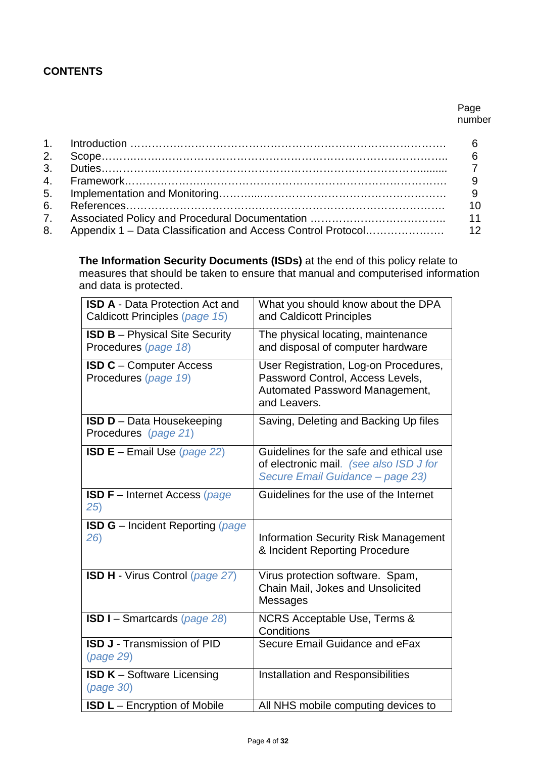**CONTENTS**

| | | Page number |
|---|---|---|
| 1. | Introduction ………………………………………………………………………… | 6 |
| 2. | Scope……………………………………………………………………………….. | 6 |
| 3. | Duties……………………………………………………………………….......... | 7 |
| 4. | Framework………………………………………………………………………… | 9 |
| 5. | Implementation and Monitoring……….……………………………………………… | 9 |
| 6. | References……………………………………………………………………………. | 10 |
| 7. | Associated Policy and Procedural Documentation ……………………………….. | 11 |
| 8. | Appendix 1 – Data Classification and Access Control Protocol………………… | 12 |

**The Information Security Documents (ISDs)** at the end of this policy relate to measures that should be taken to ensure that manual and computerised information and data is protected.

| | |
|---|---|
| **ISD A** - Data Protection Act and Caldicott Principles *(page 15)* | What you should know about the DPA and Caldicott Principles |
| **ISD B** – Physical Site Security Procedures *(page 18)* | The physical locating, maintenance and disposal of computer hardware |
| **ISD C** – Computer Access Procedures *(page 19)* | User Registration, Log-on Procedures, Password Control, Access Levels, Automated Password Management, and Leavers. |
| **ISD D** – Data Housekeeping Procedures *(page 21)* | Saving, Deleting and Backing Up files |
| **ISD E** – Email Use *(page 22)* | Guidelines for the safe and ethical use of electronic mail. *(see also ISD J for Secure Email Guidance – page 23)* |
| **ISD F** – Internet Access *(page 25)* | Guidelines for the use of the Internet |
| **ISD G** – Incident Reporting *(page 26)* | Information Security Risk Management & Incident Reporting Procedure |
| **ISD H** - Virus Control *(page 27)* | Virus protection software. Spam, Chain Mail, Jokes and Unsolicited Messages |
| **ISD I** – Smartcards *(page 28)* | NCRS Acceptable Use, Terms & Conditions |
| **ISD J** - Transmission of PID *(page 29)* | Secure Email Guidance and eFax |
| **ISD K** – Software Licensing *(page 30)* | Installation and Responsibilities |
| **ISD L** – Encryption of Mobile | All NHS mobile computing devices to |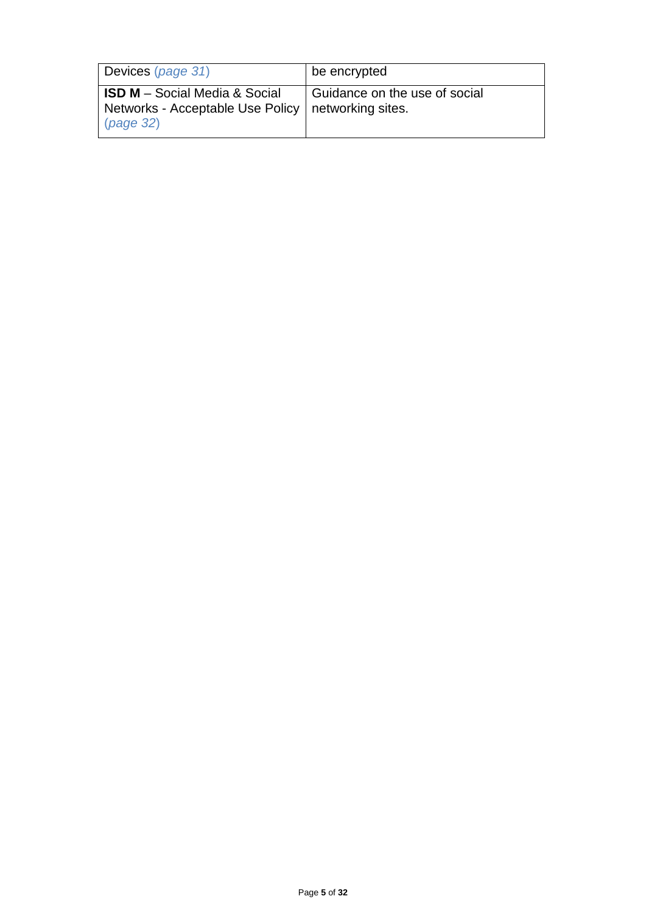| | |
|---|---|
| Devices (*page 31*) | be encrypted |
| **ISD M** – Social Media & Social Networks - Acceptable Use Policy (*page 32*) | Guidance on the use of social networking sites. |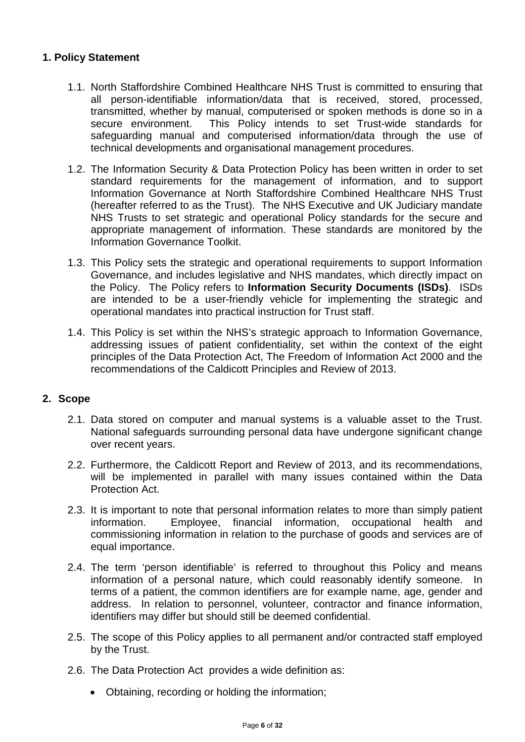## 1. Policy Statement

1.1. North Staffordshire Combined Healthcare NHS Trust is committed to ensuring that all person-identifiable information/data that is received, stored, processed, transmitted, whether by manual, computerised or spoken methods is done so in a secure environment. This Policy intends to set Trust-wide standards for safeguarding manual and computerised information/data through the use of technical developments and organisational management procedures.

1.2. The Information Security & Data Protection Policy has been written in order to set standard requirements for the management of information, and to support Information Governance at North Staffordshire Combined Healthcare NHS Trust (hereafter referred to as the Trust). The NHS Executive and UK Judiciary mandate NHS Trusts to set strategic and operational Policy standards for the secure and appropriate management of information. These standards are monitored by the Information Governance Toolkit.

1.3. This Policy sets the strategic and operational requirements to support Information Governance, and includes legislative and NHS mandates, which directly impact on the Policy. The Policy refers to **Information Security Documents (ISDs)**. ISDs are intended to be a user-friendly vehicle for implementing the strategic and operational mandates into practical instruction for Trust staff.

1.4. This Policy is set within the NHS's strategic approach to Information Governance, addressing issues of patient confidentiality, set within the context of the eight principles of the Data Protection Act, The Freedom of Information Act 2000 and the recommendations of the Caldicott Principles and Review of 2013.

## 2. Scope

2.1. Data stored on computer and manual systems is a valuable asset to the Trust. National safeguards surrounding personal data have undergone significant change over recent years.

2.2. Furthermore, the Caldicott Report and Review of 2013, and its recommendations, will be implemented in parallel with many issues contained within the Data Protection Act.

2.3. It is important to note that personal information relates to more than simply patient information. Employee, financial information, occupational health and commissioning information in relation to the purchase of goods and services are of equal importance.

2.4. The term 'person identifiable' is referred to throughout this Policy and means information of a personal nature, which could reasonably identify someone. In terms of a patient, the common identifiers are for example name, age, gender and address. In relation to personnel, volunteer, contractor and finance information, identifiers may differ but should still be deemed confidential.

2.5. The scope of this Policy applies to all permanent and/or contracted staff employed by the Trust.

2.6. The Data Protection Act provides a wide definition as:

- Obtaining, recording or holding the information;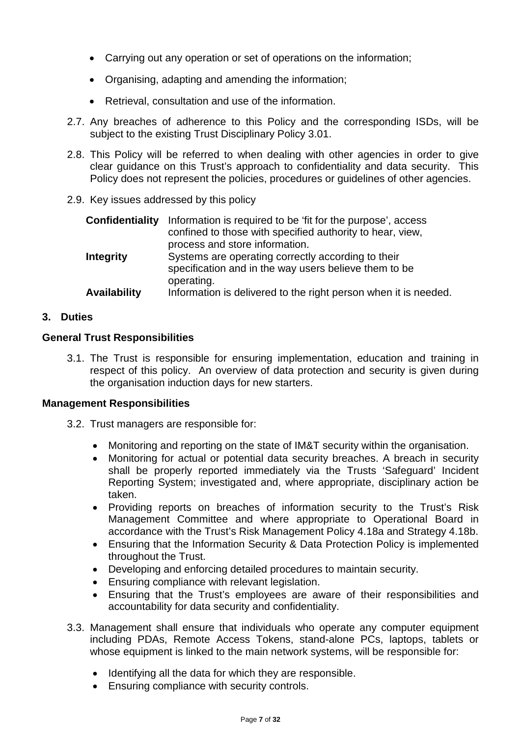- Carrying out any operation or set of operations on the information;
- Organising, adapting and amending the information;
- Retrieval, consultation and use of the information.

2.7. Any breaches of adherence to this Policy and the corresponding ISDs, will be subject to the existing Trust Disciplinary Policy 3.01.

2.8. This Policy will be referred to when dealing with other agencies in order to give clear guidance on this Trust's approach to confidentiality and data security. This Policy does not represent the policies, procedures or guidelines of other agencies.

2.9. Key issues addressed by this policy

| | |
|---|---|
| **Confidentiality** | Information is required to be 'fit for the purpose', access confined to those with specified authority to hear, view, process and store information. |
| **Integrity** | Systems are operating correctly according to their specification and in the way users believe them to be operating. |
| **Availability** | Information is delivered to the right person when it is needed. |

## 3. Duties

### General Trust Responsibilities

3.1. The Trust is responsible for ensuring implementation, education and training in respect of this policy. An overview of data protection and security is given during the organisation induction days for new starters.

### Management Responsibilities

3.2. Trust managers are responsible for:

- Monitoring and reporting on the state of IM&T security within the organisation.
- Monitoring for actual or potential data security breaches. A breach in security shall be properly reported immediately via the Trusts 'Safeguard' Incident Reporting System; investigated and, where appropriate, disciplinary action be taken.
- Providing reports on breaches of information security to the Trust's Risk Management Committee and where appropriate to Operational Board in accordance with the Trust's Risk Management Policy 4.18a and Strategy 4.18b.
- Ensuring that the Information Security & Data Protection Policy is implemented throughout the Trust.
- Developing and enforcing detailed procedures to maintain security.
- Ensuring compliance with relevant legislation.
- Ensuring that the Trust's employees are aware of their responsibilities and accountability for data security and confidentiality.

3.3. Management shall ensure that individuals who operate any computer equipment including PDAs, Remote Access Tokens, stand-alone PCs, laptops, tablets or whose equipment is linked to the main network systems, will be responsible for:

- Identifying all the data for which they are responsible.
- Ensuring compliance with security controls.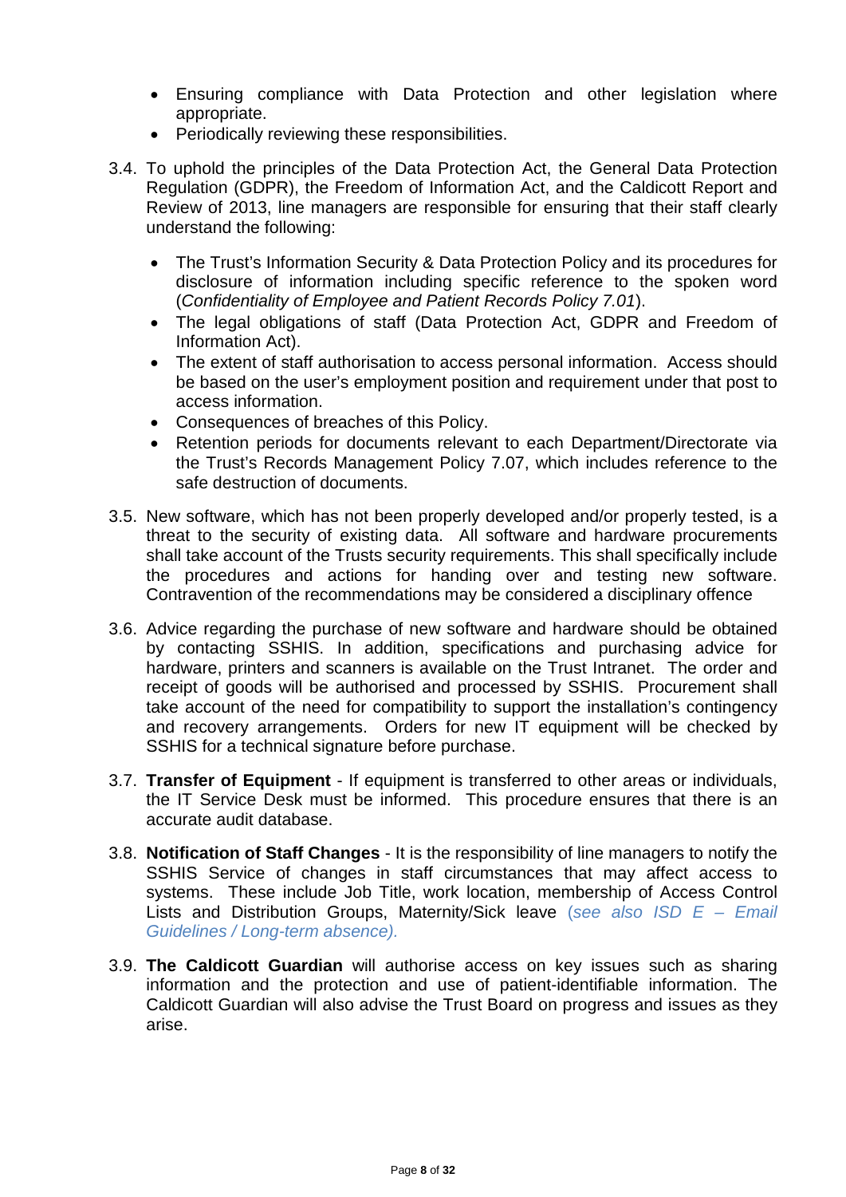- Ensuring compliance with Data Protection and other legislation where appropriate.
- Periodically reviewing these responsibilities.

3.4. To uphold the principles of the Data Protection Act, the General Data Protection Regulation (GDPR), the Freedom of Information Act, and the Caldicott Report and Review of 2013, line managers are responsible for ensuring that their staff clearly understand the following:

- The Trust's Information Security & Data Protection Policy and its procedures for disclosure of information including specific reference to the spoken word (*Confidentiality of Employee and Patient Records Policy 7.01*).
- The legal obligations of staff (Data Protection Act, GDPR and Freedom of Information Act).
- The extent of staff authorisation to access personal information. Access should be based on the user's employment position and requirement under that post to access information.
- Consequences of breaches of this Policy.
- Retention periods for documents relevant to each Department/Directorate via the Trust's Records Management Policy 7.07, which includes reference to the safe destruction of documents.

3.5. New software, which has not been properly developed and/or properly tested, is a threat to the security of existing data. All software and hardware procurements shall take account of the Trusts security requirements. This shall specifically include the procedures and actions for handing over and testing new software. Contravention of the recommendations may be considered a disciplinary offence

3.6. Advice regarding the purchase of new software and hardware should be obtained by contacting SSHIS. In addition, specifications and purchasing advice for hardware, printers and scanners is available on the Trust Intranet. The order and receipt of goods will be authorised and processed by SSHIS. Procurement shall take account of the need for compatibility to support the installation's contingency and recovery arrangements. Orders for new IT equipment will be checked by SSHIS for a technical signature before purchase.

3.7. **Transfer of Equipment** - If equipment is transferred to other areas or individuals, the IT Service Desk must be informed. This procedure ensures that there is an accurate audit database.

3.8. **Notification of Staff Changes** - It is the responsibility of line managers to notify the SSHIS Service of changes in staff circumstances that may affect access to systems. These include Job Title, work location, membership of Access Control Lists and Distribution Groups, Maternity/Sick leave *(see also ISD E – Email Guidelines / Long-term absence).*

3.9. **The Caldicott Guardian** will authorise access on key issues such as sharing information and the protection and use of patient-identifiable information. The Caldicott Guardian will also advise the Trust Board on progress and issues as they arise.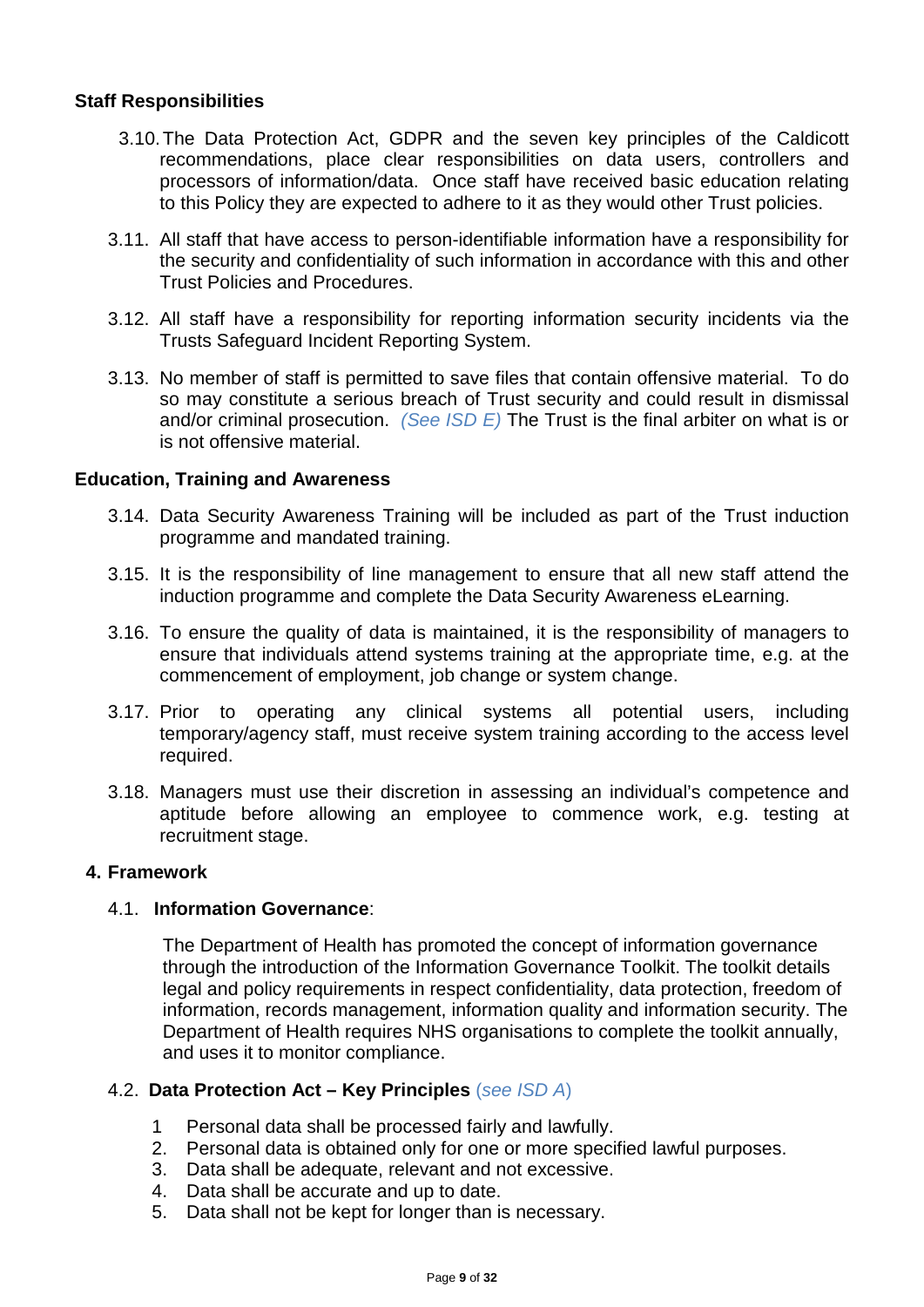**Staff Responsibilities**

3.10. The Data Protection Act, GDPR and the seven key principles of the Caldicott recommendations, place clear responsibilities on data users, controllers and processors of information/data. Once staff have received basic education relating to this Policy they are expected to adhere to it as they would other Trust policies.

3.11. All staff that have access to person-identifiable information have a responsibility for the security and confidentiality of such information in accordance with this and other Trust Policies and Procedures.

3.12. All staff have a responsibility for reporting information security incidents via the Trusts Safeguard Incident Reporting System.

3.13. No member of staff is permitted to save files that contain offensive material. To do so may constitute a serious breach of Trust security and could result in dismissal and/or criminal prosecution. *(See ISD E)* The Trust is the final arbiter on what is or is not offensive material.

**Education, Training and Awareness**

3.14. Data Security Awareness Training will be included as part of the Trust induction programme and mandated training.

3.15. It is the responsibility of line management to ensure that all new staff attend the induction programme and complete the Data Security Awareness eLearning.

3.16. To ensure the quality of data is maintained, it is the responsibility of managers to ensure that individuals attend systems training at the appropriate time, e.g. at the commencement of employment, job change or system change.

3.17. Prior to operating any clinical systems all potential users, including temporary/agency staff, must receive system training according to the access level required.

3.18. Managers must use their discretion in assessing an individual's competence and aptitude before allowing an employee to commence work, e.g. testing at recruitment stage.

## 4. Framework

4.1. **Information Governance**:

The Department of Health has promoted the concept of information governance through the introduction of the Information Governance Toolkit. The toolkit details legal and policy requirements in respect confidentiality, data protection, freedom of information, records management, information quality and information security. The Department of Health requires NHS organisations to complete the toolkit annually, and uses it to monitor compliance.

4.2. **Data Protection Act – Key Principles** (*see ISD A*)

1 Personal data shall be processed fairly and lawfully.
2. Personal data is obtained only for one or more specified lawful purposes.
3. Data shall be adequate, relevant and not excessive.
4. Data shall be accurate and up to date.
5. Data shall not be kept for longer than is necessary.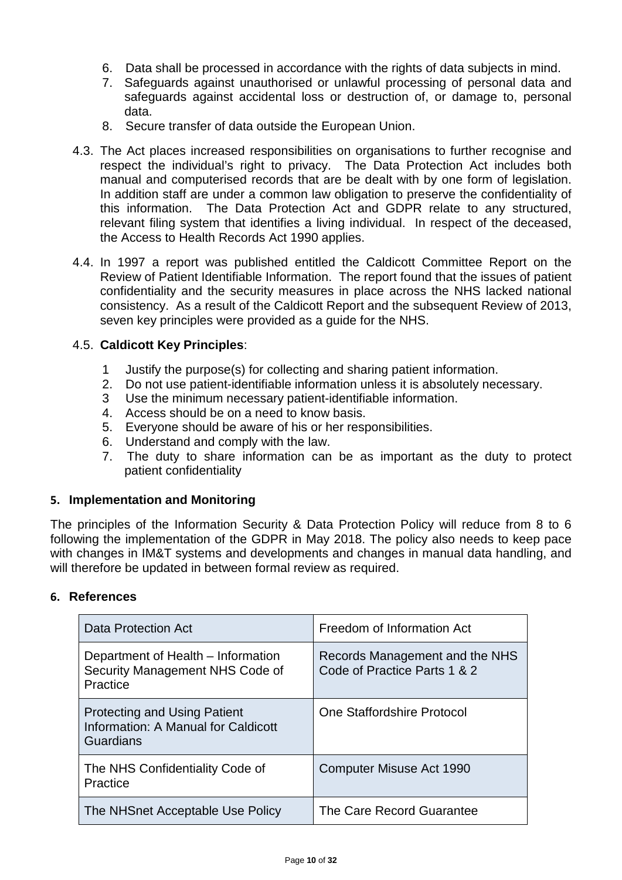6. Data shall be processed in accordance with the rights of data subjects in mind.
7. Safeguards against unauthorised or unlawful processing of personal data and safeguards against accidental loss or destruction of, or damage to, personal data.
8. Secure transfer of data outside the European Union.

4.3. The Act places increased responsibilities on organisations to further recognise and respect the individual's right to privacy. The Data Protection Act includes both manual and computerised records that are be dealt with by one form of legislation. In addition staff are under a common law obligation to preserve the confidentiality of this information. The Data Protection Act and GDPR relate to any structured, relevant filing system that identifies a living individual. In respect of the deceased, the Access to Health Records Act 1990 applies.

4.4. In 1997 a report was published entitled the Caldicott Committee Report on the Review of Patient Identifiable Information. The report found that the issues of patient confidentiality and the security measures in place across the NHS lacked national consistency. As a result of the Caldicott Report and the subsequent Review of 2013, seven key principles were provided as a guide for the NHS.

4.5. **Caldicott Key Principles**:

1 Justify the purpose(s) for collecting and sharing patient information.
2. Do not use patient-identifiable information unless it is absolutely necessary.
3 Use the minimum necessary patient-identifiable information.
4. Access should be on a need to know basis.
5. Everyone should be aware of his or her responsibilities.
6. Understand and comply with the law.
7. The duty to share information can be as important as the duty to protect patient confidentiality

## 5. Implementation and Monitoring

The principles of the Information Security & Data Protection Policy will reduce from 8 to 6 following the implementation of the GDPR in May 2018. The policy also needs to keep pace with changes in IM&T systems and developments and changes in manual data handling, and will therefore be updated in between formal review as required.

## 6. References

| Data Protection Act | Freedom of Information Act |
|---|---|
| Department of Health – Information Security Management NHS Code of Practice | Records Management and the NHS Code of Practice Parts 1 & 2 |
| Protecting and Using Patient Information: A Manual for Caldicott Guardians | One Staffordshire Protocol |
| The NHS Confidentiality Code of Practice | Computer Misuse Act 1990 |
| The NHSnet Acceptable Use Policy | The Care Record Guarantee |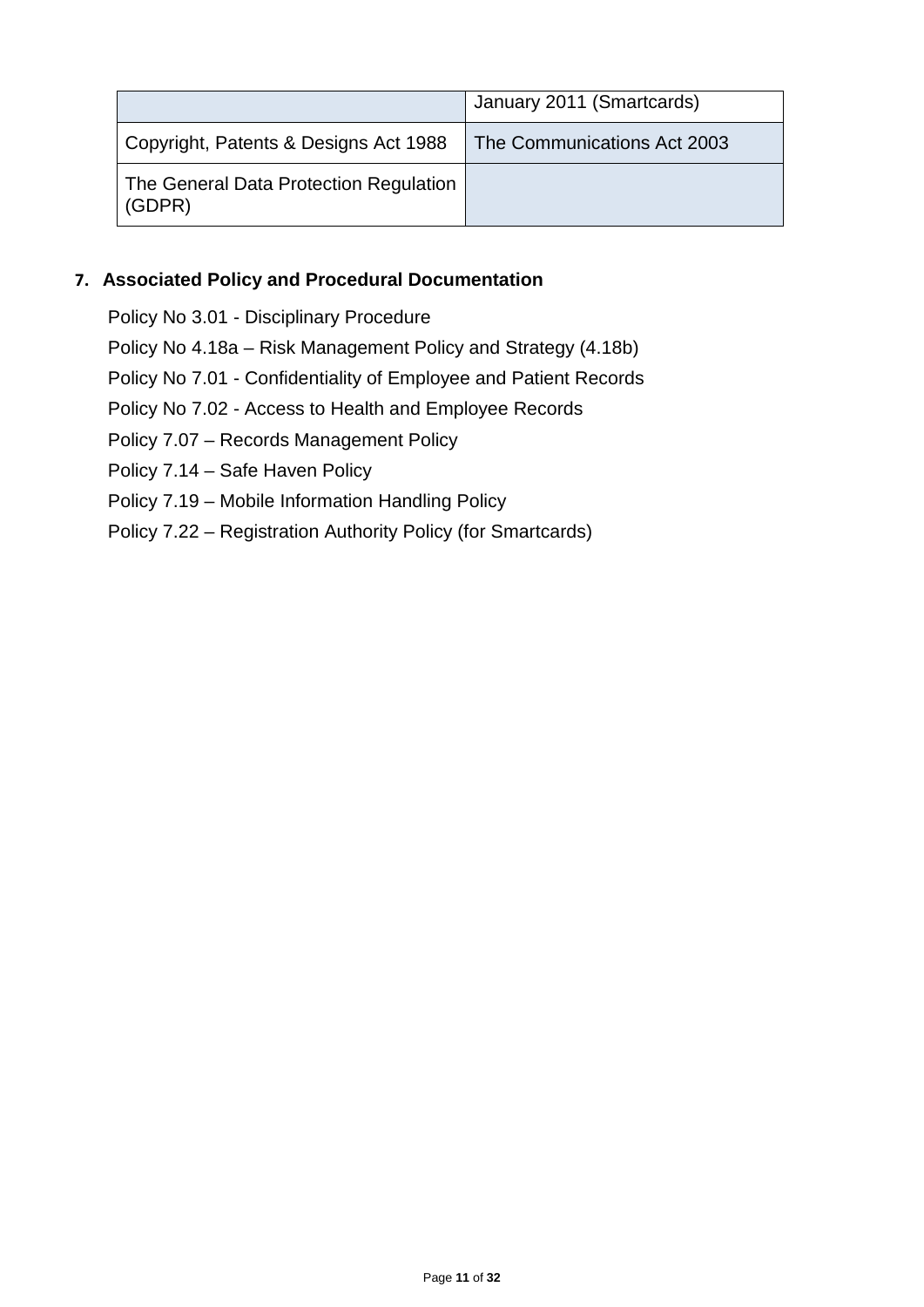|  | January 2011 (Smartcards) |
| --- | --- |
| Copyright, Patents & Designs Act 1988 | The Communications Act 2003 |
| The General Data Protection Regulation (GDPR) |  |

## 7. Associated Policy and Procedural Documentation

Policy No 3.01 - Disciplinary Procedure

Policy No 4.18a – Risk Management Policy and Strategy (4.18b)

Policy No 7.01 - Confidentiality of Employee and Patient Records

Policy No 7.02 - Access to Health and Employee Records

Policy 7.07 – Records Management Policy

Policy 7.14 – Safe Haven Policy

Policy 7.19 – Mobile Information Handling Policy

Policy 7.22 – Registration Authority Policy (for Smartcards)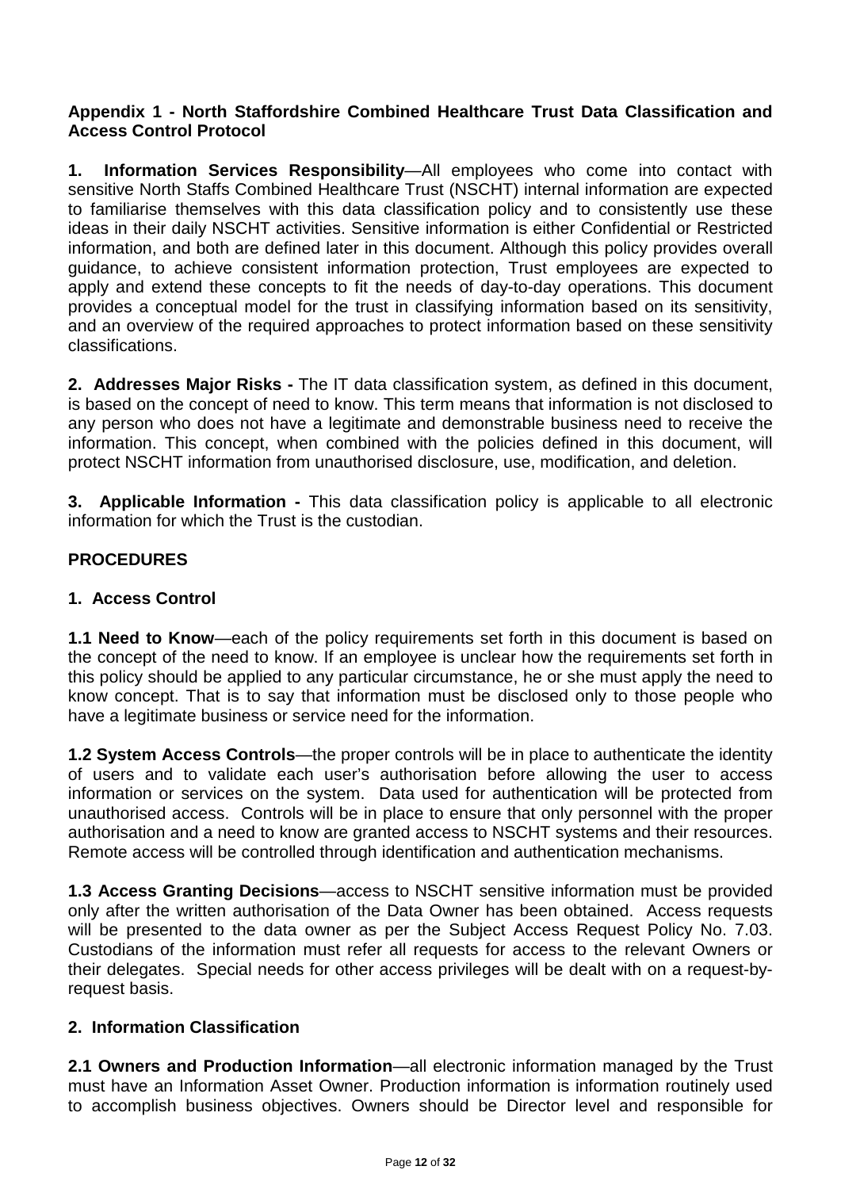**Appendix 1 - North Staffordshire Combined Healthcare Trust Data Classification and Access Control Protocol**

**1. Information Services Responsibility**—All employees who come into contact with sensitive North Staffs Combined Healthcare Trust (NSCHT) internal information are expected to familiarise themselves with this data classification policy and to consistently use these ideas in their daily NSCHT activities. Sensitive information is either Confidential or Restricted information, and both are defined later in this document. Although this policy provides overall guidance, to achieve consistent information protection, Trust employees are expected to apply and extend these concepts to fit the needs of day-to-day operations. This document provides a conceptual model for the trust in classifying information based on its sensitivity, and an overview of the required approaches to protect information based on these sensitivity classifications.

**2. Addresses Major Risks -** The IT data classification system, as defined in this document, is based on the concept of need to know. This term means that information is not disclosed to any person who does not have a legitimate and demonstrable business need to receive the information. This concept, when combined with the policies defined in this document, will protect NSCHT information from unauthorised disclosure, use, modification, and deletion.

**3. Applicable Information -** This data classification policy is applicable to all electronic information for which the Trust is the custodian.

## PROCEDURES

### 1. Access Control

**1.1 Need to Know**—each of the policy requirements set forth in this document is based on the concept of the need to know. If an employee is unclear how the requirements set forth in this policy should be applied to any particular circumstance, he or she must apply the need to know concept. That is to say that information must be disclosed only to those people who have a legitimate business or service need for the information.

**1.2 System Access Controls**—the proper controls will be in place to authenticate the identity of users and to validate each user's authorisation before allowing the user to access information or services on the system. Data used for authentication will be protected from unauthorised access. Controls will be in place to ensure that only personnel with the proper authorisation and a need to know are granted access to NSCHT systems and their resources. Remote access will be controlled through identification and authentication mechanisms.

**1.3 Access Granting Decisions**—access to NSCHT sensitive information must be provided only after the written authorisation of the Data Owner has been obtained. Access requests will be presented to the data owner as per the Subject Access Request Policy No. 7.03. Custodians of the information must refer all requests for access to the relevant Owners or their delegates. Special needs for other access privileges will be dealt with on a request-by-request basis.

### 2. Information Classification

**2.1 Owners and Production Information**—all electronic information managed by the Trust must have an Information Asset Owner. Production information is information routinely used to accomplish business objectives. Owners should be Director level and responsible for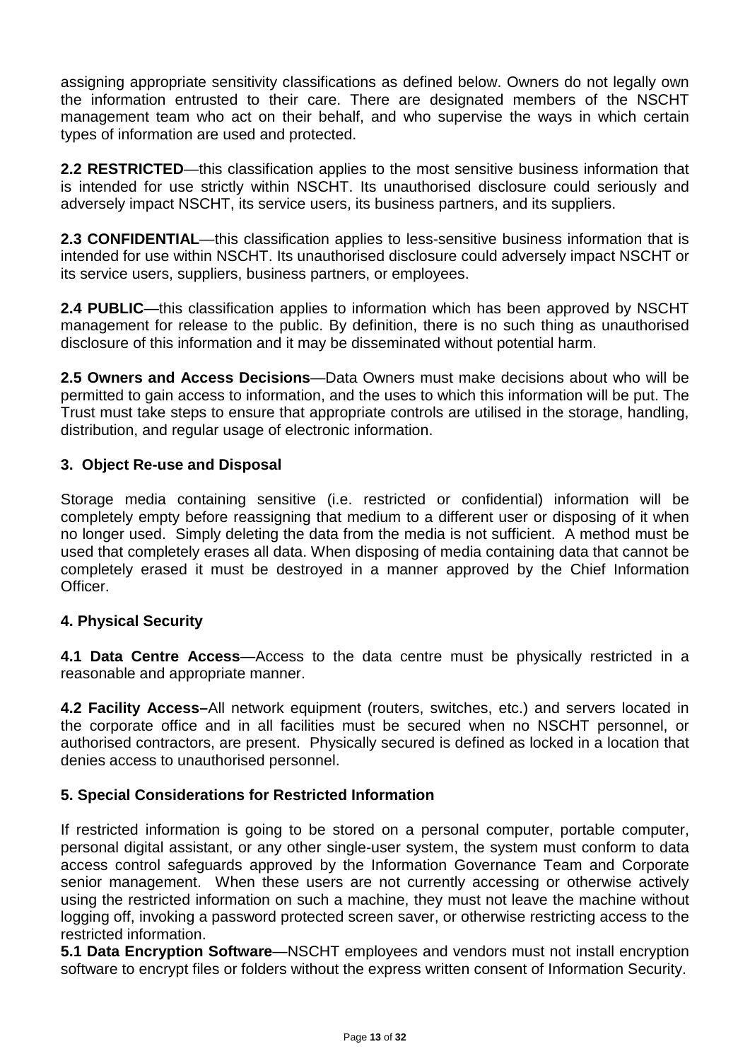assigning appropriate sensitivity classifications as defined below. Owners do not legally own the information entrusted to their care. There are designated members of the NSCHT management team who act on their behalf, and who supervise the ways in which certain types of information are used and protected.

**2.2 RESTRICTED**—this classification applies to the most sensitive business information that is intended for use strictly within NSCHT. Its unauthorised disclosure could seriously and adversely impact NSCHT, its service users, its business partners, and its suppliers.

**2.3 CONFIDENTIAL**—this classification applies to less-sensitive business information that is intended for use within NSCHT. Its unauthorised disclosure could adversely impact NSCHT or its service users, suppliers, business partners, or employees.

**2.4 PUBLIC**—this classification applies to information which has been approved by NSCHT management for release to the public. By definition, there is no such thing as unauthorised disclosure of this information and it may be disseminated without potential harm.

**2.5 Owners and Access Decisions**—Data Owners must make decisions about who will be permitted to gain access to information, and the uses to which this information will be put. The Trust must take steps to ensure that appropriate controls are utilised in the storage, handling, distribution, and regular usage of electronic information.

### 3. Object Re-use and Disposal

Storage media containing sensitive (i.e. restricted or confidential) information will be completely empty before reassigning that medium to a different user or disposing of it when no longer used. Simply deleting the data from the media is not sufficient. A method must be used that completely erases all data. When disposing of media containing data that cannot be completely erased it must be destroyed in a manner approved by the Chief Information Officer.

### 4. Physical Security

**4.1 Data Centre Access**—Access to the data centre must be physically restricted in a reasonable and appropriate manner.

**4.2 Facility Access–**All network equipment (routers, switches, etc.) and servers located in the corporate office and in all facilities must be secured when no NSCHT personnel, or authorised contractors, are present. Physically secured is defined as locked in a location that denies access to unauthorised personnel.

### 5. Special Considerations for Restricted Information

If restricted information is going to be stored on a personal computer, portable computer, personal digital assistant, or any other single-user system, the system must conform to data access control safeguards approved by the Information Governance Team and Corporate senior management. When these users are not currently accessing or otherwise actively using the restricted information on such a machine, they must not leave the machine without logging off, invoking a password protected screen saver, or otherwise restricting access to the restricted information.

**5.1 Data Encryption Software**—NSCHT employees and vendors must not install encryption software to encrypt files or folders without the express written consent of Information Security.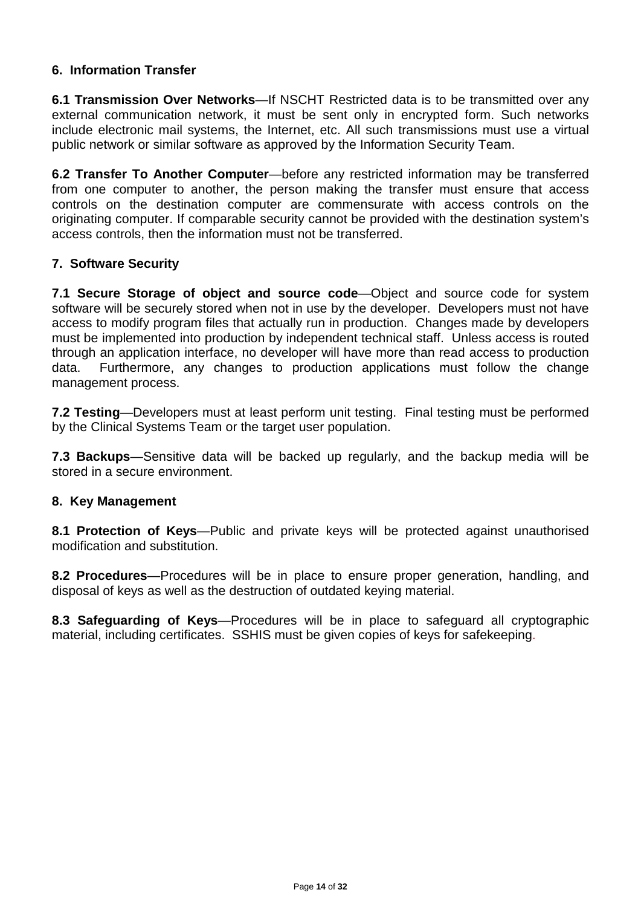## 6. Information Transfer

**6.1 Transmission Over Networks**—If NSCHT Restricted data is to be transmitted over any external communication network, it must be sent only in encrypted form. Such networks include electronic mail systems, the Internet, etc. All such transmissions must use a virtual public network or similar software as approved by the Information Security Team.

**6.2 Transfer To Another Computer**—before any restricted information may be transferred from one computer to another, the person making the transfer must ensure that access controls on the destination computer are commensurate with access controls on the originating computer. If comparable security cannot be provided with the destination system's access controls, then the information must not be transferred.

## 7. Software Security

**7.1 Secure Storage of object and source code**—Object and source code for system software will be securely stored when not in use by the developer. Developers must not have access to modify program files that actually run in production. Changes made by developers must be implemented into production by independent technical staff. Unless access is routed through an application interface, no developer will have more than read access to production data. Furthermore, any changes to production applications must follow the change management process.

**7.2 Testing**—Developers must at least perform unit testing. Final testing must be performed by the Clinical Systems Team or the target user population.

**7.3 Backups**—Sensitive data will be backed up regularly, and the backup media will be stored in a secure environment.

## 8. Key Management

**8.1 Protection of Keys**—Public and private keys will be protected against unauthorised modification and substitution.

**8.2 Procedures**—Procedures will be in place to ensure proper generation, handling, and disposal of keys as well as the destruction of outdated keying material.

**8.3 Safeguarding of Keys**—Procedures will be in place to safeguard all cryptographic material, including certificates. SSHIS must be given copies of keys for safekeeping.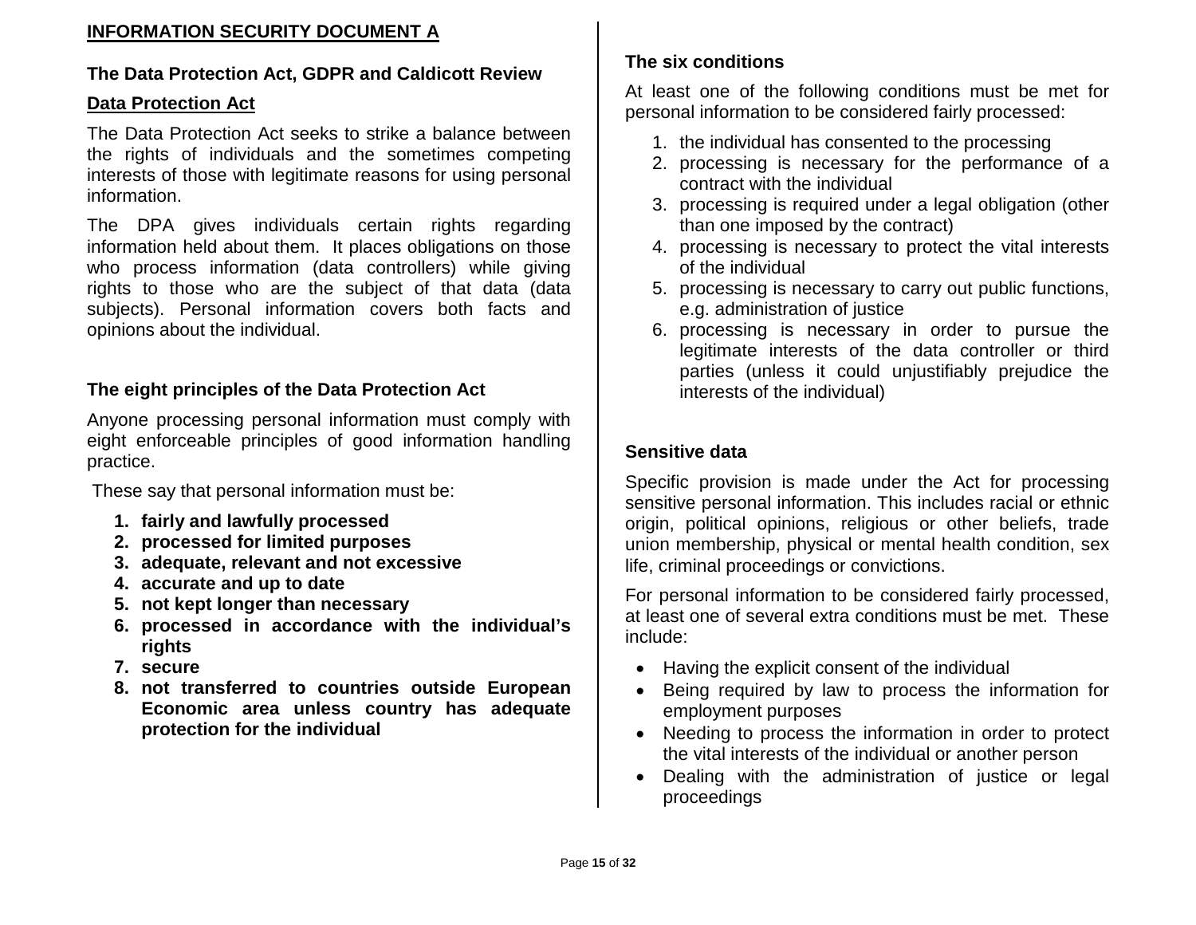**INFORMATION SECURITY DOCUMENT A**

## The Data Protection Act, GDPR and Caldicott Review

### Data Protection Act

The Data Protection Act seeks to strike a balance between the rights of individuals and the sometimes competing interests of those with legitimate reasons for using personal information.

The DPA gives individuals certain rights regarding information held about them. It places obligations on those who process information (data controllers) while giving rights to those who are the subject of that data (data subjects). Personal information covers both facts and opinions about the individual.

### The eight principles of the Data Protection Act

Anyone processing personal information must comply with eight enforceable principles of good information handling practice.

These say that personal information must be:

1. **fairly and lawfully processed**
2. **processed for limited purposes**
3. **adequate, relevant and not excessive**
4. **accurate and up to date**
5. **not kept longer than necessary**
6. **processed in accordance with the individual's rights**
7. **secure**
8. **not transferred to countries outside European Economic area unless country has adequate protection for the individual**

### The six conditions

At least one of the following conditions must be met for personal information to be considered fairly processed:

1. the individual has consented to the processing
2. processing is necessary for the performance of a contract with the individual
3. processing is required under a legal obligation (other than one imposed by the contract)
4. processing is necessary to protect the vital interests of the individual
5. processing is necessary to carry out public functions, e.g. administration of justice
6. processing is necessary in order to pursue the legitimate interests of the data controller or third parties (unless it could unjustifiably prejudice the interests of the individual)

### Sensitive data

Specific provision is made under the Act for processing sensitive personal information. This includes racial or ethnic origin, political opinions, religious or other beliefs, trade union membership, physical or mental health condition, sex life, criminal proceedings or convictions.

For personal information to be considered fairly processed, at least one of several extra conditions must be met. These include:

- Having the explicit consent of the individual
- Being required by law to process the information for employment purposes
- Needing to process the information in order to protect the vital interests of the individual or another person
- Dealing with the administration of justice or legal proceedings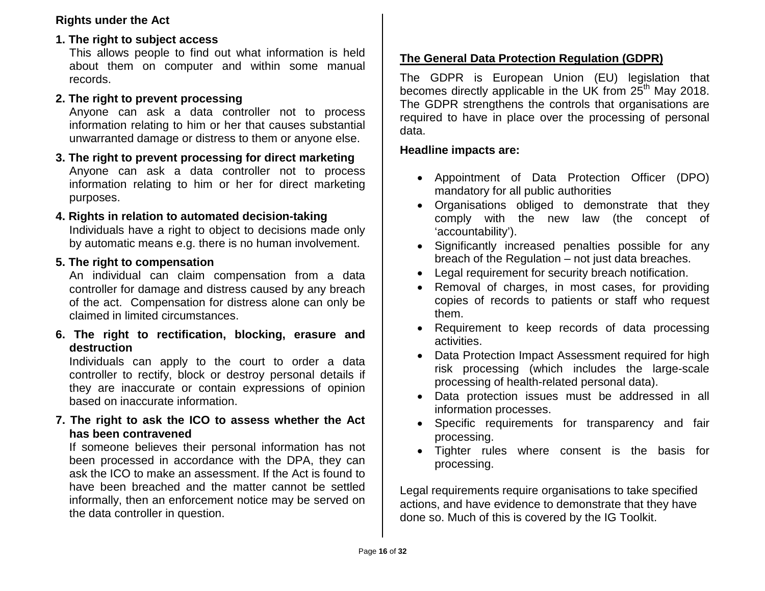**Rights under the Act**

**1. The right to subject access**

This allows people to find out what information is held about them on computer and within some manual records.

**2. The right to prevent processing**

Anyone can ask a data controller not to process information relating to him or her that causes substantial unwarranted damage or distress to them or anyone else.

**3. The right to prevent processing for direct marketing**

Anyone can ask a data controller not to process information relating to him or her for direct marketing purposes.

**4. Rights in relation to automated decision-taking**

Individuals have a right to object to decisions made only by automatic means e.g. there is no human involvement.

**5. The right to compensation**

An individual can claim compensation from a data controller for damage and distress caused by any breach of the act. Compensation for distress alone can only be claimed in limited circumstances.

**6. The right to rectification, blocking, erasure and destruction**

Individuals can apply to the court to order a data controller to rectify, block or destroy personal details if they are inaccurate or contain expressions of opinion based on inaccurate information.

**7. The right to ask the ICO to assess whether the Act has been contravened**

If someone believes their personal information has not been processed in accordance with the DPA, they can ask the ICO to make an assessment. If the Act is found to have been breached and the matter cannot be settled informally, then an enforcement notice may be served on the data controller in question.

## The General Data Protection Regulation (GDPR)

The GDPR is European Union (EU) legislation that becomes directly applicable in the UK from 25th May 2018. The GDPR strengthens the controls that organisations are required to have in place over the processing of personal data.

**Headline impacts are:**

- Appointment of Data Protection Officer (DPO) mandatory for all public authorities
- Organisations obliged to demonstrate that they comply with the new law (the concept of 'accountability').
- Significantly increased penalties possible for any breach of the Regulation – not just data breaches.
- Legal requirement for security breach notification.
- Removal of charges, in most cases, for providing copies of records to patients or staff who request them.
- Requirement to keep records of data processing activities.
- Data Protection Impact Assessment required for high risk processing (which includes the large-scale processing of health-related personal data).
- Data protection issues must be addressed in all information processes.
- Specific requirements for transparency and fair processing.
- Tighter rules where consent is the basis for processing.

Legal requirements require organisations to take specified actions, and have evidence to demonstrate that they have done so. Much of this is covered by the IG Toolkit.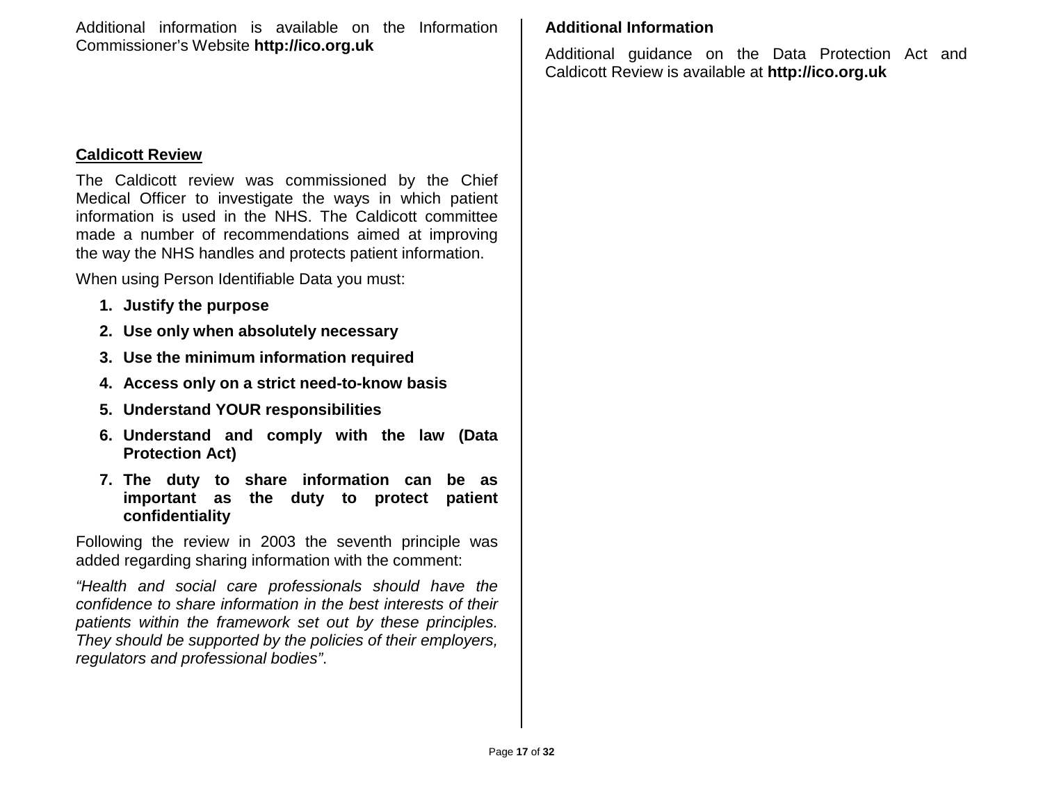Additional information is available on the Information Commissioner's Website **http://ico.org.uk**

## Caldicott Review

The Caldicott review was commissioned by the Chief Medical Officer to investigate the ways in which patient information is used in the NHS. The Caldicott committee made a number of recommendations aimed at improving the way the NHS handles and protects patient information.

When using Person Identifiable Data you must:

1. **Justify the purpose**
2. **Use only when absolutely necessary**
3. **Use the minimum information required**
4. **Access only on a strict need-to-know basis**
5. **Understand YOUR responsibilities**
6. **Understand and comply with the law (Data Protection Act)**
7. **The duty to share information can be as important as the duty to protect patient confidentiality**

Following the review in 2003 the seventh principle was added regarding sharing information with the comment:

*"Health and social care professionals should have the confidence to share information in the best interests of their patients within the framework set out by these principles. They should be supported by the policies of their employers, regulators and professional bodies"*.

**Additional Information**

Additional guidance on the Data Protection Act and Caldicott Review is available at **http://ico.org.uk**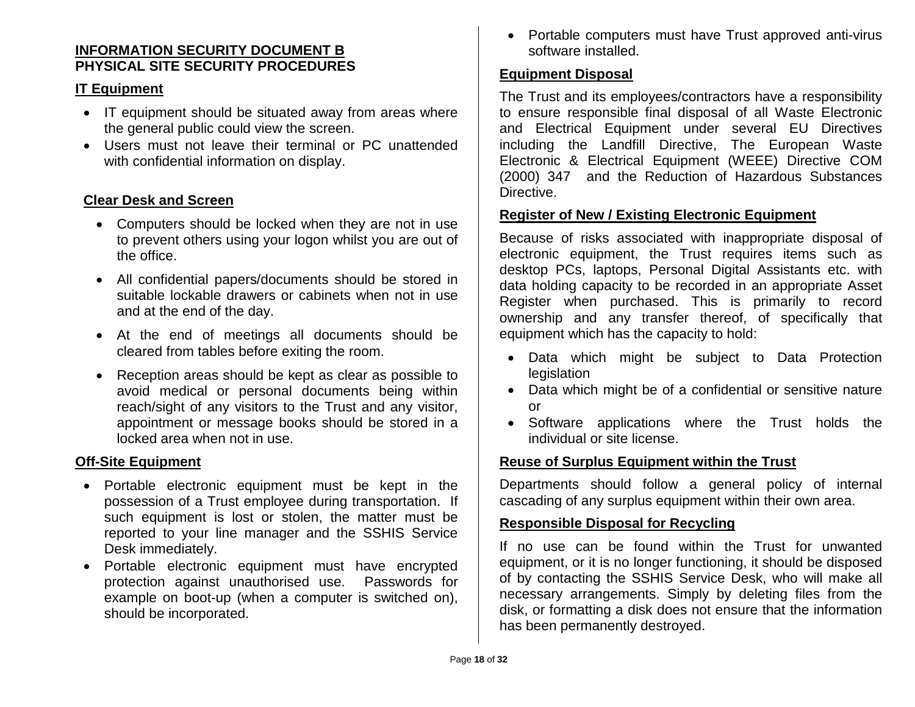## INFORMATION SECURITY DOCUMENT B
## PHYSICAL SITE SECURITY PROCEDURES

### IT Equipment

- IT equipment should be situated away from areas where the general public could view the screen.
- Users must not leave their terminal or PC unattended with confidential information on display.

### Clear Desk and Screen

- Computers should be locked when they are not in use to prevent others using your logon whilst you are out of the office.
- All confidential papers/documents should be stored in suitable lockable drawers or cabinets when not in use and at the end of the day.
- At the end of meetings all documents should be cleared from tables before exiting the room.
- Reception areas should be kept as clear as possible to avoid medical or personal documents being within reach/sight of any visitors to the Trust and any visitor, appointment or message books should be stored in a locked area when not in use.

### Off-Site Equipment

- Portable electronic equipment must be kept in the possession of a Trust employee during transportation. If such equipment is lost or stolen, the matter must be reported to your line manager and the SSHIS Service Desk immediately.
- Portable electronic equipment must have encrypted protection against unauthorised use. Passwords for example on boot-up (when a computer is switched on), should be incorporated.
- Portable computers must have Trust approved anti-virus software installed.

### Equipment Disposal

The Trust and its employees/contractors have a responsibility to ensure responsible final disposal of all Waste Electronic and Electrical Equipment under several EU Directives including the Landfill Directive, The European Waste Electronic & Electrical Equipment (WEEE) Directive COM (2000) 347 and the Reduction of Hazardous Substances Directive.

### Register of New / Existing Electronic Equipment

Because of risks associated with inappropriate disposal of electronic equipment, the Trust requires items such as desktop PCs, laptops, Personal Digital Assistants etc. with data holding capacity to be recorded in an appropriate Asset Register when purchased. This is primarily to record ownership and any transfer thereof, of specifically that equipment which has the capacity to hold:

- Data which might be subject to Data Protection legislation
- Data which might be of a confidential or sensitive nature or
- Software applications where the Trust holds the individual or site license.

### Reuse of Surplus Equipment within the Trust

Departments should follow a general policy of internal cascading of any surplus equipment within their own area.

### Responsible Disposal for Recycling

If no use can be found within the Trust for unwanted equipment, or it is no longer functioning, it should be disposed of by contacting the SSHIS Service Desk, who will make all necessary arrangements. Simply by deleting files from the disk, or formatting a disk does not ensure that the information has been permanently destroyed.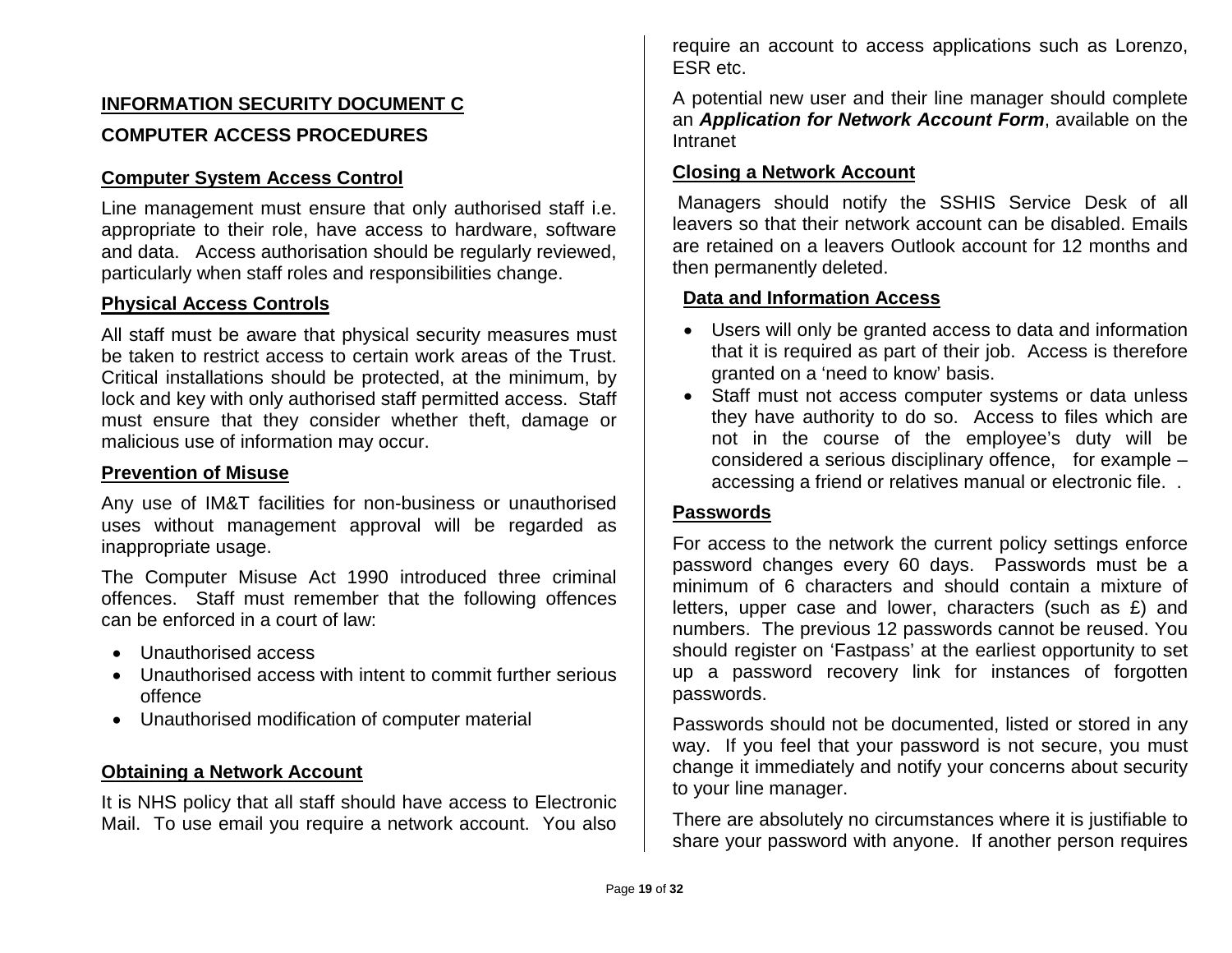**INFORMATION SECURITY DOCUMENT C**

**COMPUTER ACCESS PROCEDURES**

**Computer System Access Control**

Line management must ensure that only authorised staff i.e. appropriate to their role, have access to hardware, software and data. Access authorisation should be regularly reviewed, particularly when staff roles and responsibilities change.

**Physical Access Controls**

All staff must be aware that physical security measures must be taken to restrict access to certain work areas of the Trust. Critical installations should be protected, at the minimum, by lock and key with only authorised staff permitted access. Staff must ensure that they consider whether theft, damage or malicious use of information may occur.

**Prevention of Misuse**

Any use of IM&T facilities for non-business or unauthorised uses without management approval will be regarded as inappropriate usage.

The Computer Misuse Act 1990 introduced three criminal offences. Staff must remember that the following offences can be enforced in a court of law:

- Unauthorised access
- Unauthorised access with intent to commit further serious offence
- Unauthorised modification of computer material

**Obtaining a Network Account**

It is NHS policy that all staff should have access to Electronic Mail. To use email you require a network account. You also require an account to access applications such as Lorenzo, ESR etc.

A potential new user and their line manager should complete an ***Application for Network Account Form***, available on the Intranet

**Closing a Network Account**

Managers should notify the SSHIS Service Desk of all leavers so that their network account can be disabled. Emails are retained on a leavers Outlook account for 12 months and then permanently deleted.

**Data and Information Access**

- Users will only be granted access to data and information that it is required as part of their job. Access is therefore granted on a 'need to know' basis.
- Staff must not access computer systems or data unless they have authority to do so. Access to files which are not in the course of the employee's duty will be considered a serious disciplinary offence, for example – accessing a friend or relatives manual or electronic file. .

**Passwords**

For access to the network the current policy settings enforce password changes every 60 days. Passwords must be a minimum of 6 characters and should contain a mixture of letters, upper case and lower, characters (such as £) and numbers. The previous 12 passwords cannot be reused. You should register on 'Fastpass' at the earliest opportunity to set up a password recovery link for instances of forgotten passwords.

Passwords should not be documented, listed or stored in any way. If you feel that your password is not secure, you must change it immediately and notify your concerns about security to your line manager.

There are absolutely no circumstances where it is justifiable to share your password with anyone. If another person requires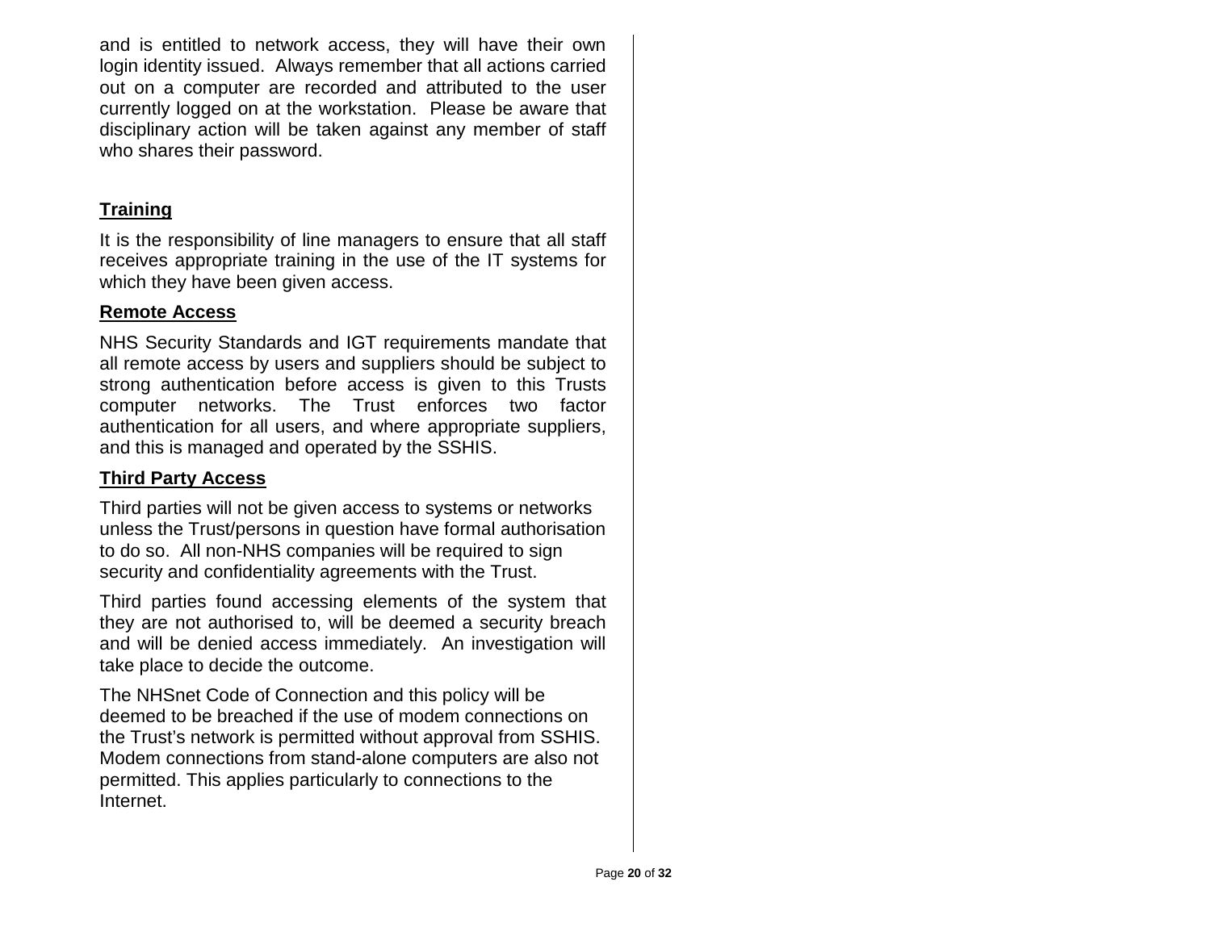and is entitled to network access, they will have their own login identity issued. Always remember that all actions carried out on a computer are recorded and attributed to the user currently logged on at the workstation. Please be aware that disciplinary action will be taken against any member of staff who shares their password.

## Training

It is the responsibility of line managers to ensure that all staff receives appropriate training in the use of the IT systems for which they have been given access.

## Remote Access

NHS Security Standards and IGT requirements mandate that all remote access by users and suppliers should be subject to strong authentication before access is given to this Trusts computer networks. The Trust enforces two factor authentication for all users, and where appropriate suppliers, and this is managed and operated by the SSHIS.

## Third Party Access

Third parties will not be given access to systems or networks unless the Trust/persons in question have formal authorisation to do so. All non-NHS companies will be required to sign security and confidentiality agreements with the Trust.

Third parties found accessing elements of the system that they are not authorised to, will be deemed a security breach and will be denied access immediately. An investigation will take place to decide the outcome.

The NHSnet Code of Connection and this policy will be deemed to be breached if the use of modem connections on the Trust's network is permitted without approval from SSHIS. Modem connections from stand-alone computers are also not permitted. This applies particularly to connections to the Internet.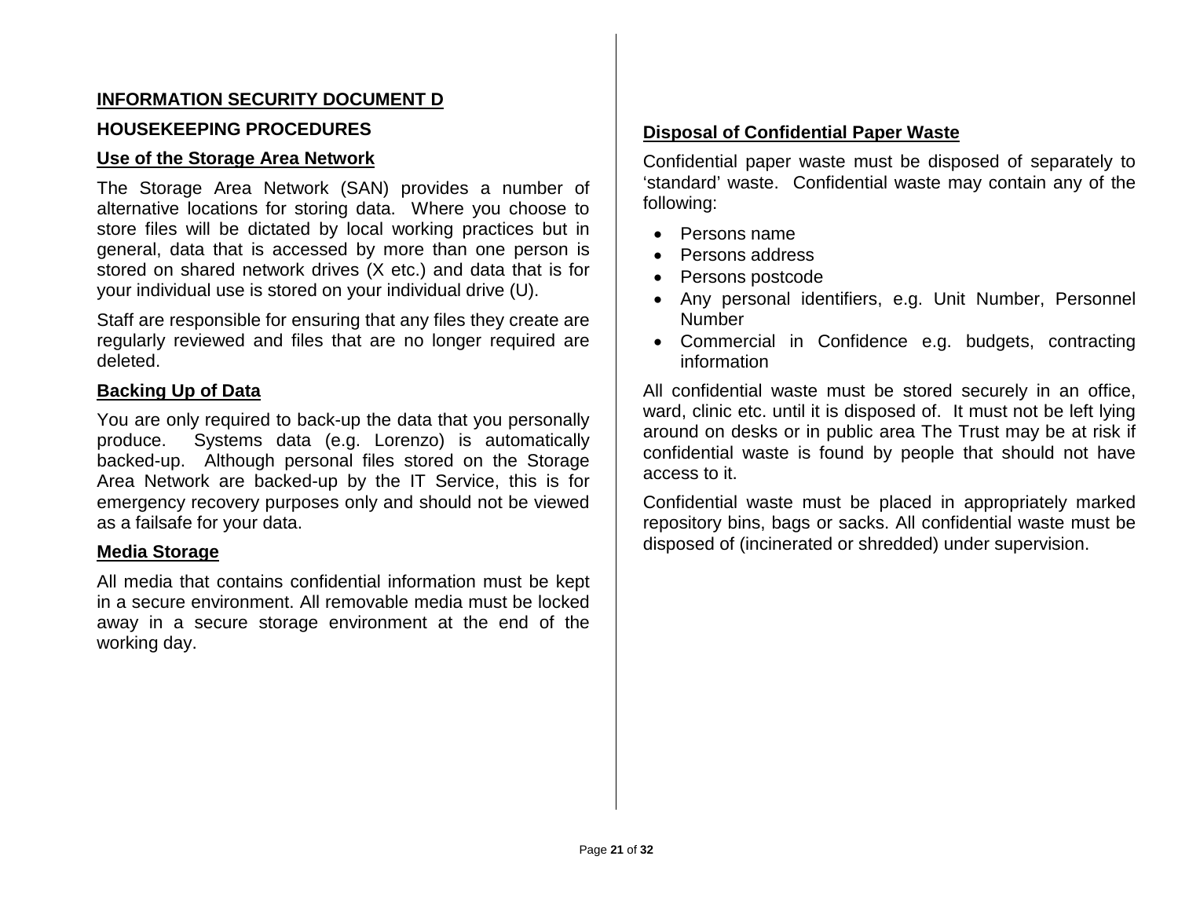## INFORMATION SECURITY DOCUMENT D

### HOUSEKEEPING PROCEDURES

### Use of the Storage Area Network

The Storage Area Network (SAN) provides a number of alternative locations for storing data. Where you choose to store files will be dictated by local working practices but in general, data that is accessed by more than one person is stored on shared network drives (X etc.) and data that is for your individual use is stored on your individual drive (U).

Staff are responsible for ensuring that any files they create are regularly reviewed and files that are no longer required are deleted.

### Backing Up of Data

You are only required to back-up the data that you personally produce. Systems data (e.g. Lorenzo) is automatically backed-up. Although personal files stored on the Storage Area Network are backed-up by the IT Service, this is for emergency recovery purposes only and should not be viewed as a failsafe for your data.

### Media Storage

All media that contains confidential information must be kept in a secure environment. All removable media must be locked away in a secure storage environment at the end of the working day.

### Disposal of Confidential Paper Waste

Confidential paper waste must be disposed of separately to 'standard' waste. Confidential waste may contain any of the following:

- Persons name
- Persons address
- Persons postcode
- Any personal identifiers, e.g. Unit Number, Personnel Number
- Commercial in Confidence e.g. budgets, contracting information

All confidential waste must be stored securely in an office, ward, clinic etc. until it is disposed of. It must not be left lying around on desks or in public area The Trust may be at risk if confidential waste is found by people that should not have access to it.

Confidential waste must be placed in appropriately marked repository bins, bags or sacks. All confidential waste must be disposed of (incinerated or shredded) under supervision.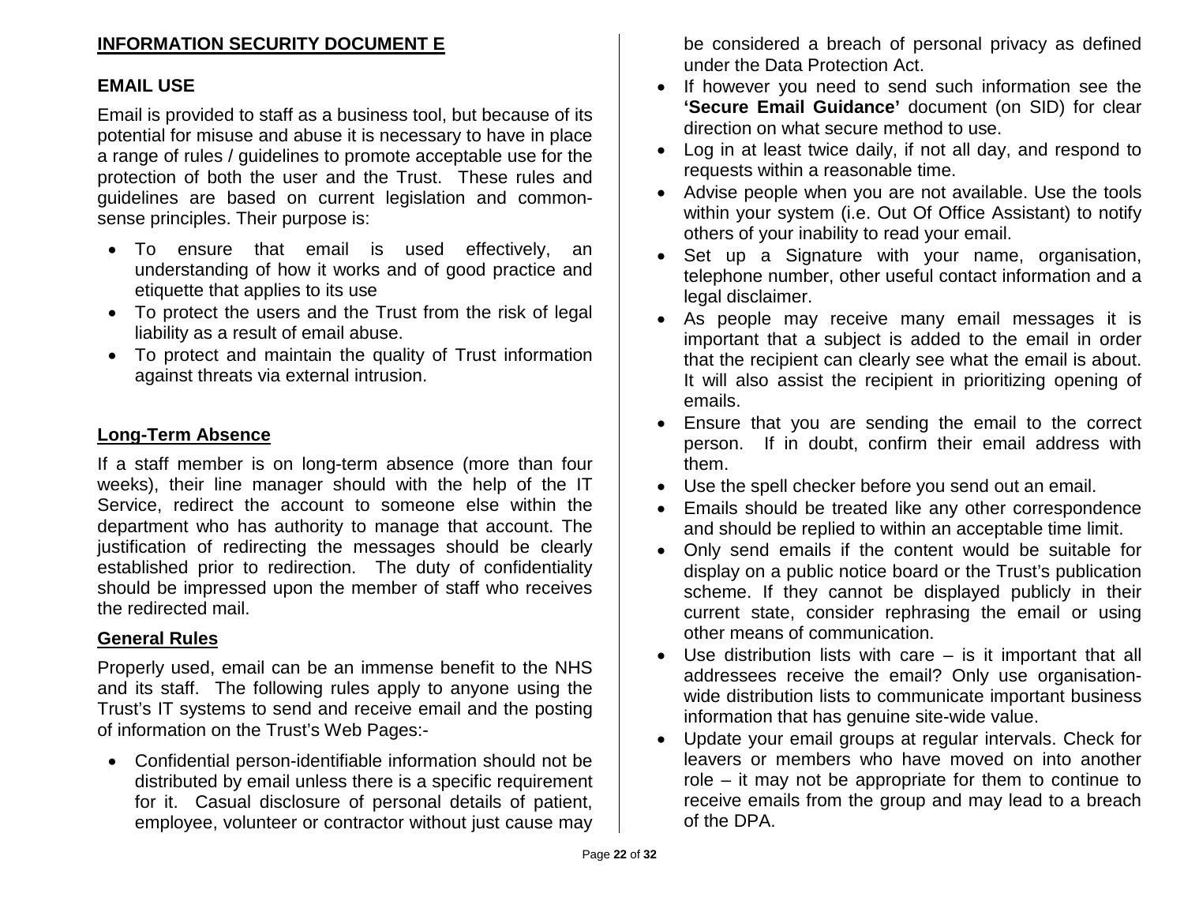## INFORMATION SECURITY DOCUMENT E

### EMAIL USE

Email is provided to staff as a business tool, but because of its potential for misuse and abuse it is necessary to have in place a range of rules / guidelines to promote acceptable use for the protection of both the user and the Trust. These rules and guidelines are based on current legislation and common-sense principles. Their purpose is:

- To ensure that email is used effectively, an understanding of how it works and of good practice and etiquette that applies to its use
- To protect the users and the Trust from the risk of legal liability as a result of email abuse.
- To protect and maintain the quality of Trust information against threats via external intrusion.

### Long-Term Absence

If a staff member is on long-term absence (more than four weeks), their line manager should with the help of the IT Service, redirect the account to someone else within the department who has authority to manage that account. The justification of redirecting the messages should be clearly established prior to redirection. The duty of confidentiality should be impressed upon the member of staff who receives the redirected mail.

### General Rules

Properly used, email can be an immense benefit to the NHS and its staff. The following rules apply to anyone using the Trust's IT systems to send and receive email and the posting of information on the Trust's Web Pages:-

- Confidential person-identifiable information should not be distributed by email unless there is a specific requirement for it. Casual disclosure of personal details of patient, employee, volunteer or contractor without just cause may be considered a breach of personal privacy as defined under the Data Protection Act.
- If however you need to send such information see the **'Secure Email Guidance'** document (on SID) for clear direction on what secure method to use.
- Log in at least twice daily, if not all day, and respond to requests within a reasonable time.
- Advise people when you are not available. Use the tools within your system (i.e. Out Of Office Assistant) to notify others of your inability to read your email.
- Set up a Signature with your name, organisation, telephone number, other useful contact information and a legal disclaimer.
- As people may receive many email messages it is important that a subject is added to the email in order that the recipient can clearly see what the email is about. It will also assist the recipient in prioritizing opening of emails.
- Ensure that you are sending the email to the correct person. If in doubt, confirm their email address with them.
- Use the spell checker before you send out an email.
- Emails should be treated like any other correspondence and should be replied to within an acceptable time limit.
- Only send emails if the content would be suitable for display on a public notice board or the Trust's publication scheme. If they cannot be displayed publicly in their current state, consider rephrasing the email or using other means of communication.
- Use distribution lists with care – is it important that all addressees receive the email? Only use organisation-wide distribution lists to communicate important business information that has genuine site-wide value.
- Update your email groups at regular intervals. Check for leavers or members who have moved on into another role – it may not be appropriate for them to continue to receive emails from the group and may lead to a breach of the DPA.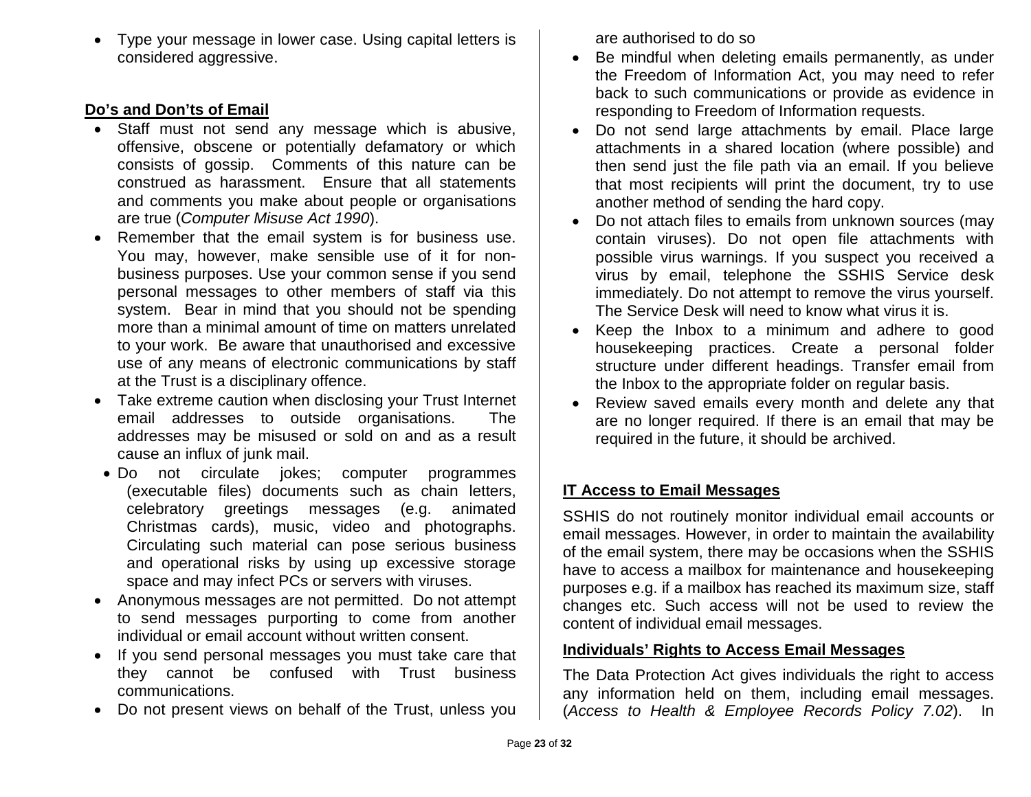- Type your message in lower case. Using capital letters is considered aggressive.

## Do's and Don'ts of Email

- Staff must not send any message which is abusive, offensive, obscene or potentially defamatory or which consists of gossip. Comments of this nature can be construed as harassment. Ensure that all statements and comments you make about people or organisations are true (*Computer Misuse Act 1990*).
- Remember that the email system is for business use. You may, however, make sensible use of it for non-business purposes. Use your common sense if you send personal messages to other members of staff via this system. Bear in mind that you should not be spending more than a minimal amount of time on matters unrelated to your work. Be aware that unauthorised and excessive use of any means of electronic communications by staff at the Trust is a disciplinary offence.
- Take extreme caution when disclosing your Trust Internet email addresses to outside organisations. The addresses may be misused or sold on and as a result cause an influx of junk mail.
- Do not circulate jokes; computer programmes (executable files) documents such as chain letters, celebratory greetings messages (e.g. animated Christmas cards), music, video and photographs. Circulating such material can pose serious business and operational risks by using up excessive storage space and may infect PCs or servers with viruses.
- Anonymous messages are not permitted. Do not attempt to send messages purporting to come from another individual or email account without written consent.
- If you send personal messages you must take care that they cannot be confused with Trust business communications.
- Do not present views on behalf of the Trust, unless you are authorised to do so
- Be mindful when deleting emails permanently, as under the Freedom of Information Act, you may need to refer back to such communications or provide as evidence in responding to Freedom of Information requests.
- Do not send large attachments by email. Place large attachments in a shared location (where possible) and then send just the file path via an email. If you believe that most recipients will print the document, try to use another method of sending the hard copy.
- Do not attach files to emails from unknown sources (may contain viruses). Do not open file attachments with possible virus warnings. If you suspect you received a virus by email, telephone the SSHIS Service desk immediately. Do not attempt to remove the virus yourself. The Service Desk will need to know what virus it is.
- Keep the Inbox to a minimum and adhere to good housekeeping practices. Create a personal folder structure under different headings. Transfer email from the Inbox to the appropriate folder on regular basis.
- Review saved emails every month and delete any that are no longer required. If there is an email that may be required in the future, it should be archived.

## IT Access to Email Messages

SSHIS do not routinely monitor individual email accounts or email messages. However, in order to maintain the availability of the email system, there may be occasions when the SSHIS have to access a mailbox for maintenance and housekeeping purposes e.g. if a mailbox has reached its maximum size, staff changes etc. Such access will not be used to review the content of individual email messages.

## Individuals' Rights to Access Email Messages

The Data Protection Act gives individuals the right to access any information held on them, including email messages. (*Access to Health & Employee Records Policy 7.02*). In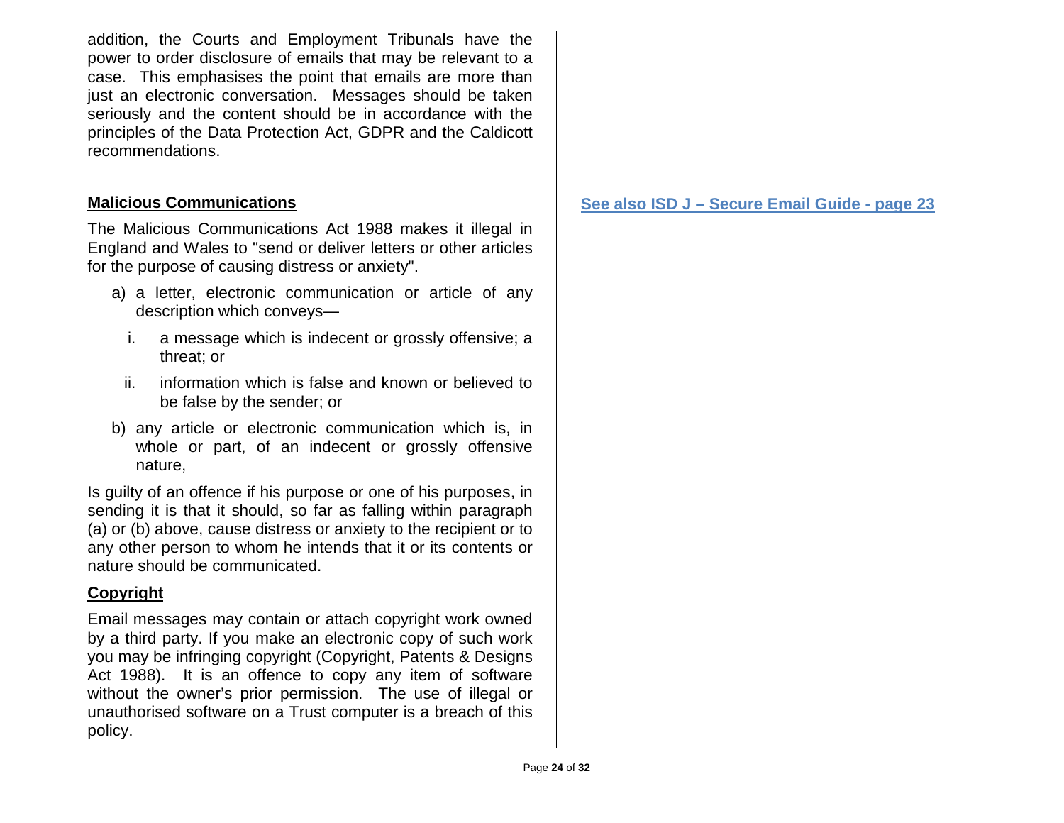addition, the Courts and Employment Tribunals have the power to order disclosure of emails that may be relevant to a case. This emphasises the point that emails are more than just an electronic conversation. Messages should be taken seriously and the content should be in accordance with the principles of the Data Protection Act, GDPR and the Caldicott recommendations.

## Malicious Communications

**See also ISD J – Secure Email Guide - page 23**

The Malicious Communications Act 1988 makes it illegal in England and Wales to "send or deliver letters or other articles for the purpose of causing distress or anxiety".

a) a letter, electronic communication or article of any description which conveys—

   i. a message which is indecent or grossly offensive; a threat; or

   ii. information which is false and known or believed to be false by the sender; or

b) any article or electronic communication which is, in whole or part, of an indecent or grossly offensive nature,

Is guilty of an offence if his purpose or one of his purposes, in sending it is that it should, so far as falling within paragraph (a) or (b) above, cause distress or anxiety to the recipient or to any other person to whom he intends that it or its contents or nature should be communicated.

## Copyright

Email messages may contain or attach copyright work owned by a third party. If you make an electronic copy of such work you may be infringing copyright (Copyright, Patents & Designs Act 1988). It is an offence to copy any item of software without the owner's prior permission. The use of illegal or unauthorised software on a Trust computer is a breach of this policy.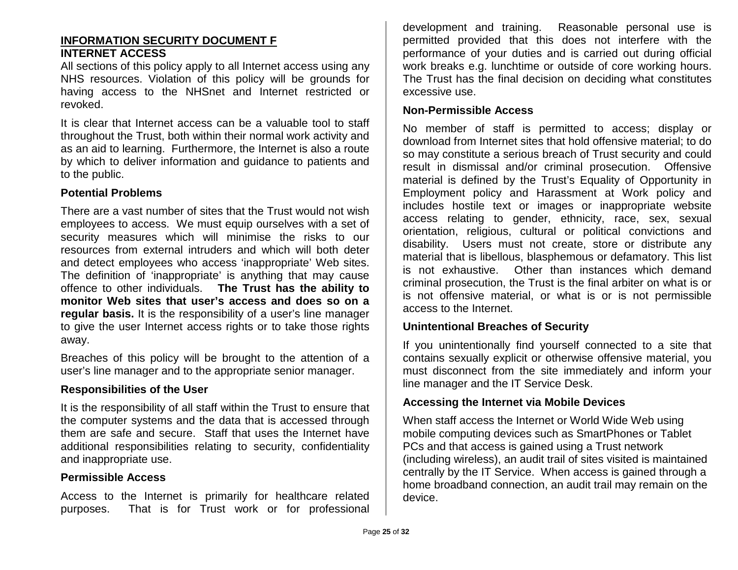## INFORMATION SECURITY DOCUMENT F

### INTERNET ACCESS

All sections of this policy apply to all Internet access using any NHS resources. Violation of this policy will be grounds for having access to the NHSnet and Internet restricted or revoked.

It is clear that Internet access can be a valuable tool to staff throughout the Trust, both within their normal work activity and as an aid to learning. Furthermore, the Internet is also a route by which to deliver information and guidance to patients and to the public.

### Potential Problems

There are a vast number of sites that the Trust would not wish employees to access. We must equip ourselves with a set of security measures which will minimise the risks to our resources from external intruders and which will both deter and detect employees who access 'inappropriate' Web sites. The definition of 'inappropriate' is anything that may cause offence to other individuals. **The Trust has the ability to monitor Web sites that user's access and does so on a regular basis.** It is the responsibility of a user's line manager to give the user Internet access rights or to take those rights away.

Breaches of this policy will be brought to the attention of a user's line manager and to the appropriate senior manager.

### Responsibilities of the User

It is the responsibility of all staff within the Trust to ensure that the computer systems and the data that is accessed through them are safe and secure. Staff that uses the Internet have additional responsibilities relating to security, confidentiality and inappropriate use.

### Permissible Access

Access to the Internet is primarily for healthcare related purposes. That is for Trust work or for professional development and training. Reasonable personal use is permitted provided that this does not interfere with the performance of your duties and is carried out during official work breaks e.g. lunchtime or outside of core working hours. The Trust has the final decision on deciding what constitutes excessive use.

### Non-Permissible Access

No member of staff is permitted to access; display or download from Internet sites that hold offensive material; to do so may constitute a serious breach of Trust security and could result in dismissal and/or criminal prosecution. Offensive material is defined by the Trust's Equality of Opportunity in Employment policy and Harassment at Work policy and includes hostile text or images or inappropriate website access relating to gender, ethnicity, race, sex, sexual orientation, religious, cultural or political convictions and disability. Users must not create, store or distribute any material that is libellous, blasphemous or defamatory. This list is not exhaustive. Other than instances which demand criminal prosecution, the Trust is the final arbiter on what is or is not offensive material, or what is or is not permissible access to the Internet.

### Unintentional Breaches of Security

If you unintentionally find yourself connected to a site that contains sexually explicit or otherwise offensive material, you must disconnect from the site immediately and inform your line manager and the IT Service Desk.

### Accessing the Internet via Mobile Devices

When staff access the Internet or World Wide Web using mobile computing devices such as SmartPhones or Tablet PCs and that access is gained using a Trust network (including wireless), an audit trail of sites visited is maintained centrally by the IT Service. When access is gained through a home broadband connection, an audit trail may remain on the device.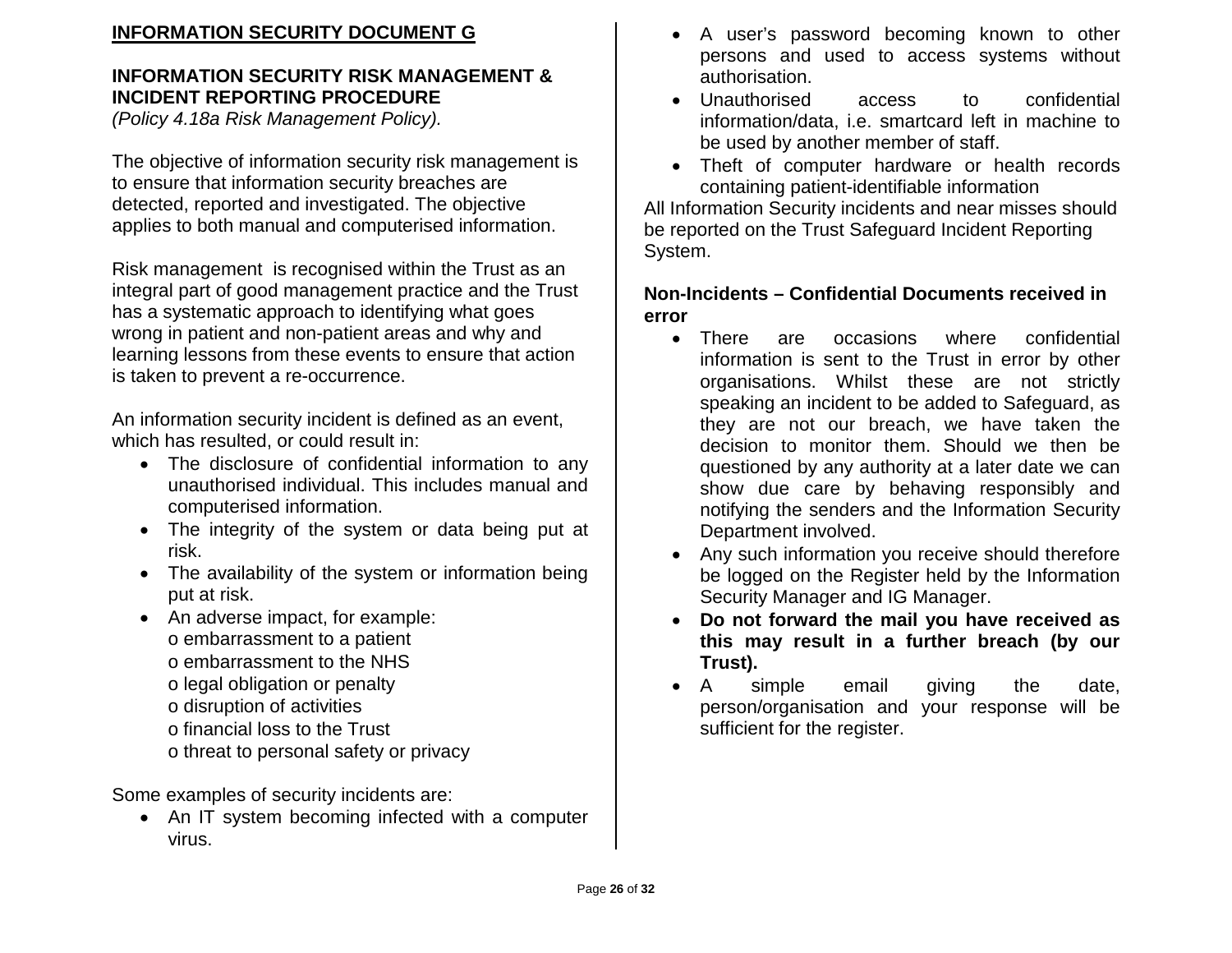## INFORMATION SECURITY DOCUMENT G

### INFORMATION SECURITY RISK MANAGEMENT & INCIDENT REPORTING PROCEDURE

*(Policy 4.18a Risk Management Policy).*

The objective of information security risk management is to ensure that information security breaches are detected, reported and investigated. The objective applies to both manual and computerised information.

Risk management is recognised within the Trust as an integral part of good management practice and the Trust has a systematic approach to identifying what goes wrong in patient and non-patient areas and why and learning lessons from these events to ensure that action is taken to prevent a re-occurrence.

An information security incident is defined as an event, which has resulted, or could result in:

- The disclosure of confidential information to any unauthorised individual. This includes manual and computerised information.
- The integrity of the system or data being put at risk.
- The availability of the system or information being put at risk.
- An adverse impact, for example:
  - o embarrassment to a patient
  - o embarrassment to the NHS
  - o legal obligation or penalty
  - o disruption of activities
  - o financial loss to the Trust
  - o threat to personal safety or privacy

Some examples of security incidents are:

- An IT system becoming infected with a computer virus.
- A user's password becoming known to other persons and used to access systems without authorisation.
- Unauthorised access to confidential information/data, i.e. smartcard left in machine to be used by another member of staff.
- Theft of computer hardware or health records containing patient-identifiable information

All Information Security incidents and near misses should be reported on the Trust Safeguard Incident Reporting System.

### Non-Incidents – Confidential Documents received in error

- There are occasions where confidential information is sent to the Trust in error by other organisations. Whilst these are not strictly speaking an incident to be added to Safeguard, as they are not our breach, we have taken the decision to monitor them. Should we then be questioned by any authority at a later date we can show due care by behaving responsibly and notifying the senders and the Information Security Department involved.
- Any such information you receive should therefore be logged on the Register held by the Information Security Manager and IG Manager.
- **Do not forward the mail you have received as this may result in a further breach (by our Trust).**
- A simple email giving the date, person/organisation and your response will be sufficient for the register.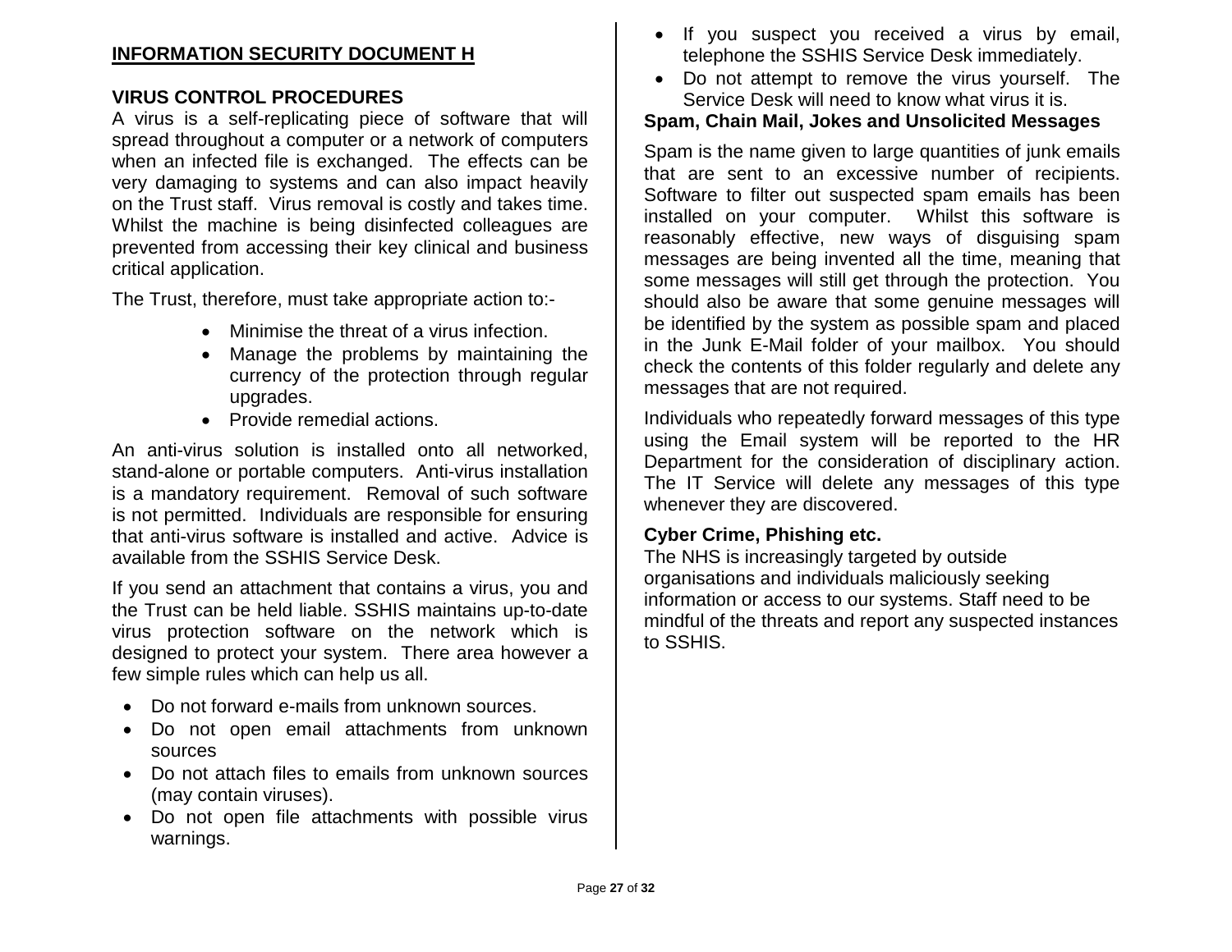## INFORMATION SECURITY DOCUMENT H

### VIRUS CONTROL PROCEDURES

A virus is a self-replicating piece of software that will spread throughout a computer or a network of computers when an infected file is exchanged. The effects can be very damaging to systems and can also impact heavily on the Trust staff. Virus removal is costly and takes time. Whilst the machine is being disinfected colleagues are prevented from accessing their key clinical and business critical application.

The Trust, therefore, must take appropriate action to:-

- Minimise the threat of a virus infection.
- Manage the problems by maintaining the currency of the protection through regular upgrades.
- Provide remedial actions.

An anti-virus solution is installed onto all networked, stand-alone or portable computers. Anti-virus installation is a mandatory requirement. Removal of such software is not permitted. Individuals are responsible for ensuring that anti-virus software is installed and active. Advice is available from the SSHIS Service Desk.

If you send an attachment that contains a virus, you and the Trust can be held liable. SSHIS maintains up-to-date virus protection software on the network which is designed to protect your system. There area however a few simple rules which can help us all.

- Do not forward e-mails from unknown sources.
- Do not open email attachments from unknown sources
- Do not attach files to emails from unknown sources (may contain viruses).
- Do not open file attachments with possible virus warnings.
- If you suspect you received a virus by email, telephone the SSHIS Service Desk immediately.
- Do not attempt to remove the virus yourself. The Service Desk will need to know what virus it is.

### Spam, Chain Mail, Jokes and Unsolicited Messages

Spam is the name given to large quantities of junk emails that are sent to an excessive number of recipients. Software to filter out suspected spam emails has been installed on your computer. Whilst this software is reasonably effective, new ways of disguising spam messages are being invented all the time, meaning that some messages will still get through the protection. You should also be aware that some genuine messages will be identified by the system as possible spam and placed in the Junk E-Mail folder of your mailbox. You should check the contents of this folder regularly and delete any messages that are not required.

Individuals who repeatedly forward messages of this type using the Email system will be reported to the HR Department for the consideration of disciplinary action. The IT Service will delete any messages of this type whenever they are discovered.

### Cyber Crime, Phishing etc.

The NHS is increasingly targeted by outside organisations and individuals maliciously seeking information or access to our systems. Staff need to be mindful of the threats and report any suspected instances to SSHIS.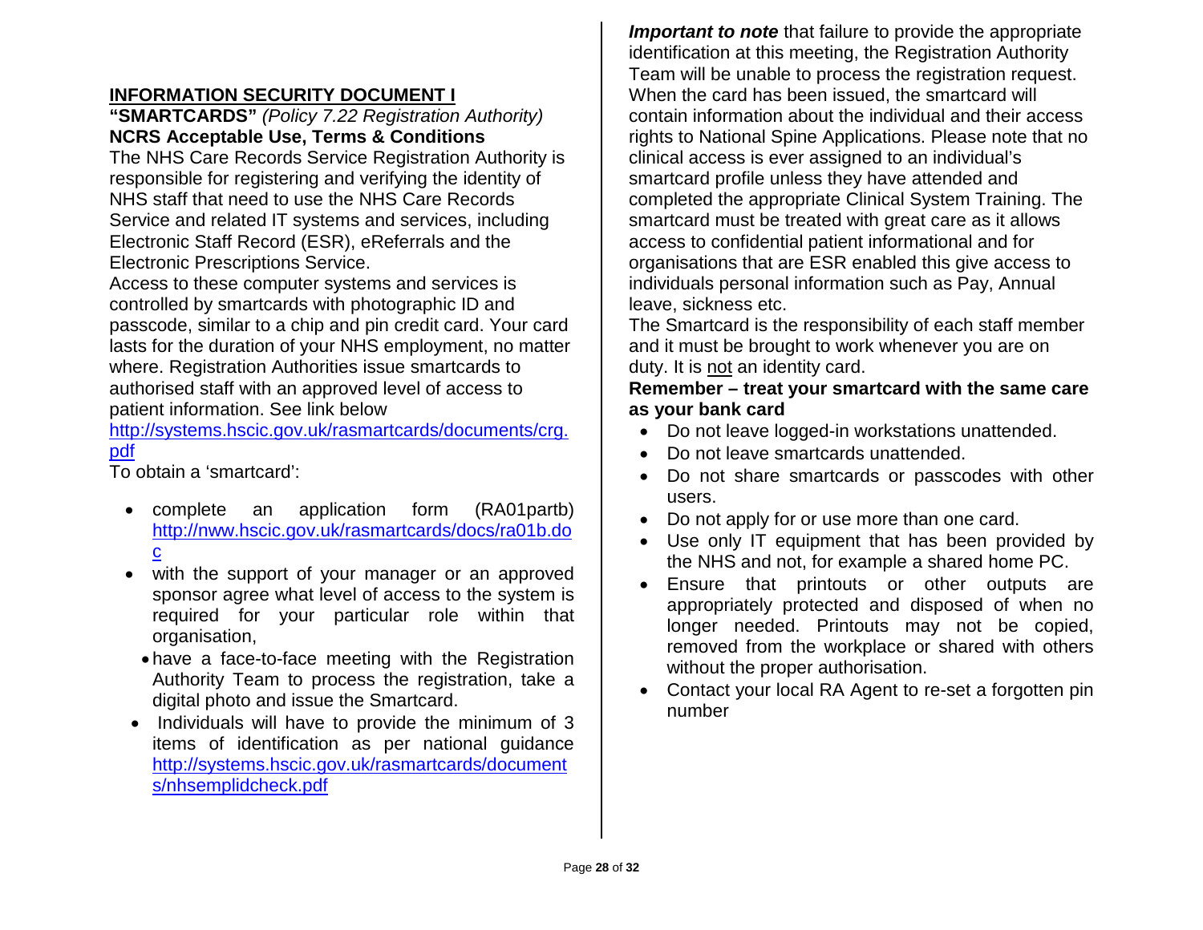## INFORMATION SECURITY DOCUMENT I

**"SMARTCARDS"** *(Policy 7.22 Registration Authority)*
**NCRS Acceptable Use, Terms & Conditions**

The NHS Care Records Service Registration Authority is responsible for registering and verifying the identity of NHS staff that need to use the NHS Care Records Service and related IT systems and services, including Electronic Staff Record (ESR), eReferrals and the Electronic Prescriptions Service.

Access to these computer systems and services is controlled by smartcards with photographic ID and passcode, similar to a chip and pin credit card. Your card lasts for the duration of your NHS employment, no matter where. Registration Authorities issue smartcards to authorised staff with an approved level of access to patient information. See link below
[http://systems.hscic.gov.uk/rasmartcards/documents/crg.pdf](http://systems.hscic.gov.uk/rasmartcards/documents/crg.pdf)

To obtain a 'smartcard':

- complete an application form (RA01partb) [http://nww.hscic.gov.uk/rasmartcards/docs/ra01b.doc](http://nww.hscic.gov.uk/rasmartcards/docs/ra01b.doc)
- with the support of your manager or an approved sponsor agree what level of access to the system is required for your particular role within that organisation,
- have a face-to-face meeting with the Registration Authority Team to process the registration, take a digital photo and issue the Smartcard.
- Individuals will have to provide the minimum of 3 items of identification as per national guidance [http://systems.hscic.gov.uk/rasmartcards/documents/nhsemplidcheck.pdf](http://systems.hscic.gov.uk/rasmartcards/documents/nhsemplidcheck.pdf)

***Important to note*** that failure to provide the appropriate identification at this meeting, the Registration Authority Team will be unable to process the registration request. When the card has been issued, the smartcard will contain information about the individual and their access rights to National Spine Applications. Please note that no clinical access is ever assigned to an individual's smartcard profile unless they have attended and completed the appropriate Clinical System Training. The smartcard must be treated with great care as it allows access to confidential patient informational and for organisations that are ESR enabled this give access to individuals personal information such as Pay, Annual leave, sickness etc.

The Smartcard is the responsibility of each staff member and it must be brought to work whenever you are on duty. It is <u>not</u> an identity card.

**Remember – treat your smartcard with the same care as your bank card**

- Do not leave logged-in workstations unattended.
- Do not leave smartcards unattended.
- Do not share smartcards or passcodes with other users.
- Do not apply for or use more than one card.
- Use only IT equipment that has been provided by the NHS and not, for example a shared home PC.
- Ensure that printouts or other outputs are appropriately protected and disposed of when no longer needed. Printouts may not be copied, removed from the workplace or shared with others without the proper authorisation.
- Contact your local RA Agent to re-set a forgotten pin number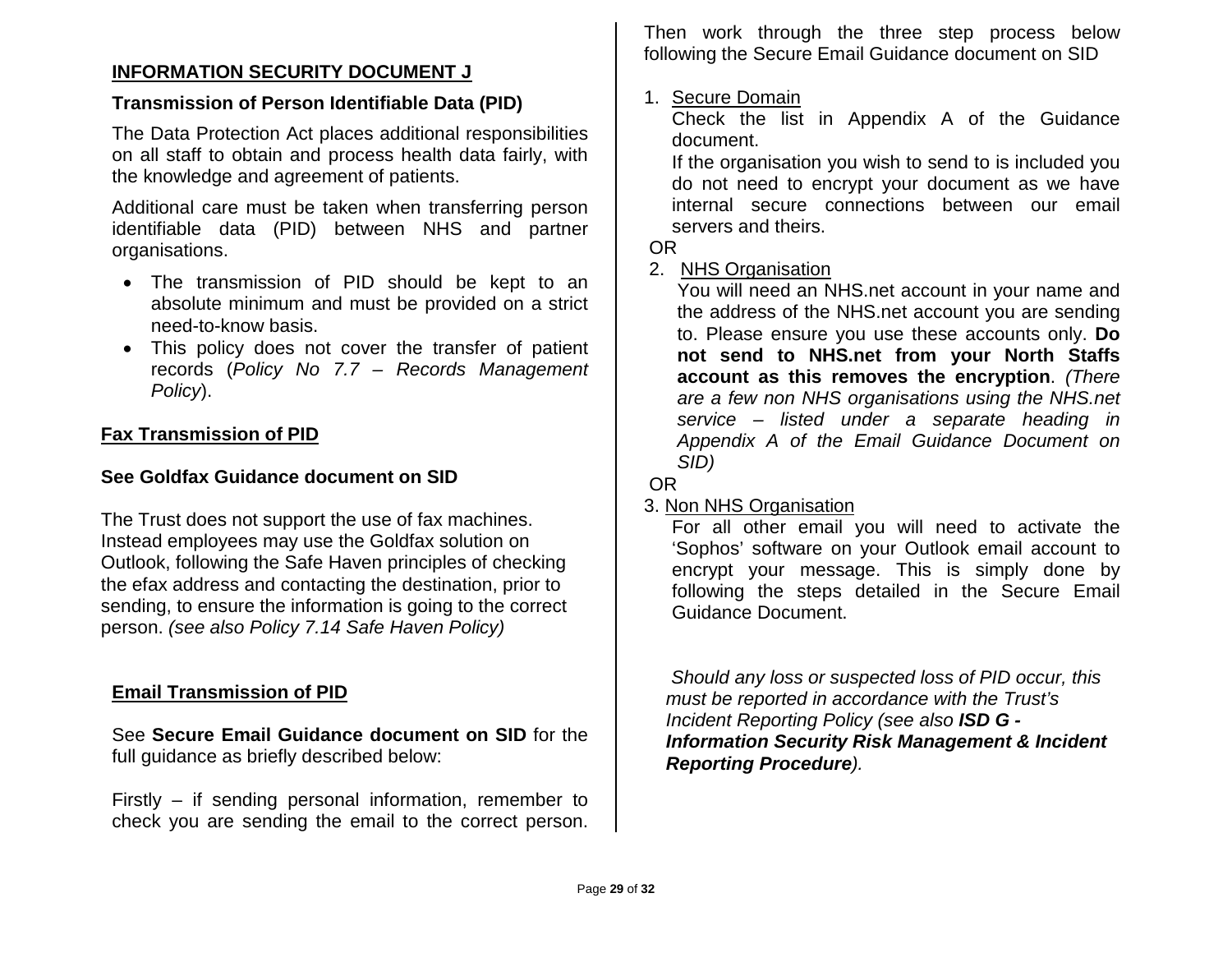## INFORMATION SECURITY DOCUMENT J

### Transmission of Person Identifiable Data (PID)

The Data Protection Act places additional responsibilities on all staff to obtain and process health data fairly, with the knowledge and agreement of patients.

Additional care must be taken when transferring person identifiable data (PID) between NHS and partner organisations.

- The transmission of PID should be kept to an absolute minimum and must be provided on a strict need-to-know basis.
- This policy does not cover the transfer of patient records (*Policy No 7.7 – Records Management Policy*).

### Fax Transmission of PID

**See Goldfax Guidance document on SID**

The Trust does not support the use of fax machines. Instead employees may use the Goldfax solution on Outlook, following the Safe Haven principles of checking the efax address and contacting the destination, prior to sending, to ensure the information is going to the correct person. *(see also Policy 7.14 Safe Haven Policy)*

### Email Transmission of PID

See **Secure Email Guidance document on SID** for the full guidance as briefly described below:

Firstly – if sending personal information, remember to check you are sending the email to the correct person. Then work through the three step process below following the Secure Email Guidance document on SID

1. Secure Domain
   Check the list in Appendix A of the Guidance document.
   If the organisation you wish to send to is included you do not need to encrypt your document as we have internal secure connections between our email servers and theirs.

OR

2. NHS Organisation
   You will need an NHS.net account in your name and the address of the NHS.net account you are sending to. Please ensure you use these accounts only. **Do not send to NHS.net from your North Staffs account as this removes the encryption**. *(There are a few non NHS organisations using the NHS.net service – listed under a separate heading in Appendix A of the Email Guidance Document on SID)*

OR

3. Non NHS Organisation
   For all other email you will need to activate the 'Sophos' software on your Outlook email account to encrypt your message. This is simply done by following the steps detailed in the Secure Email Guidance Document.

*Should any loss or suspected loss of PID occur, this must be reported in accordance with the Trust's Incident Reporting Policy (see also **ISD G - Information Security Risk Management & Incident Reporting Procedure**).*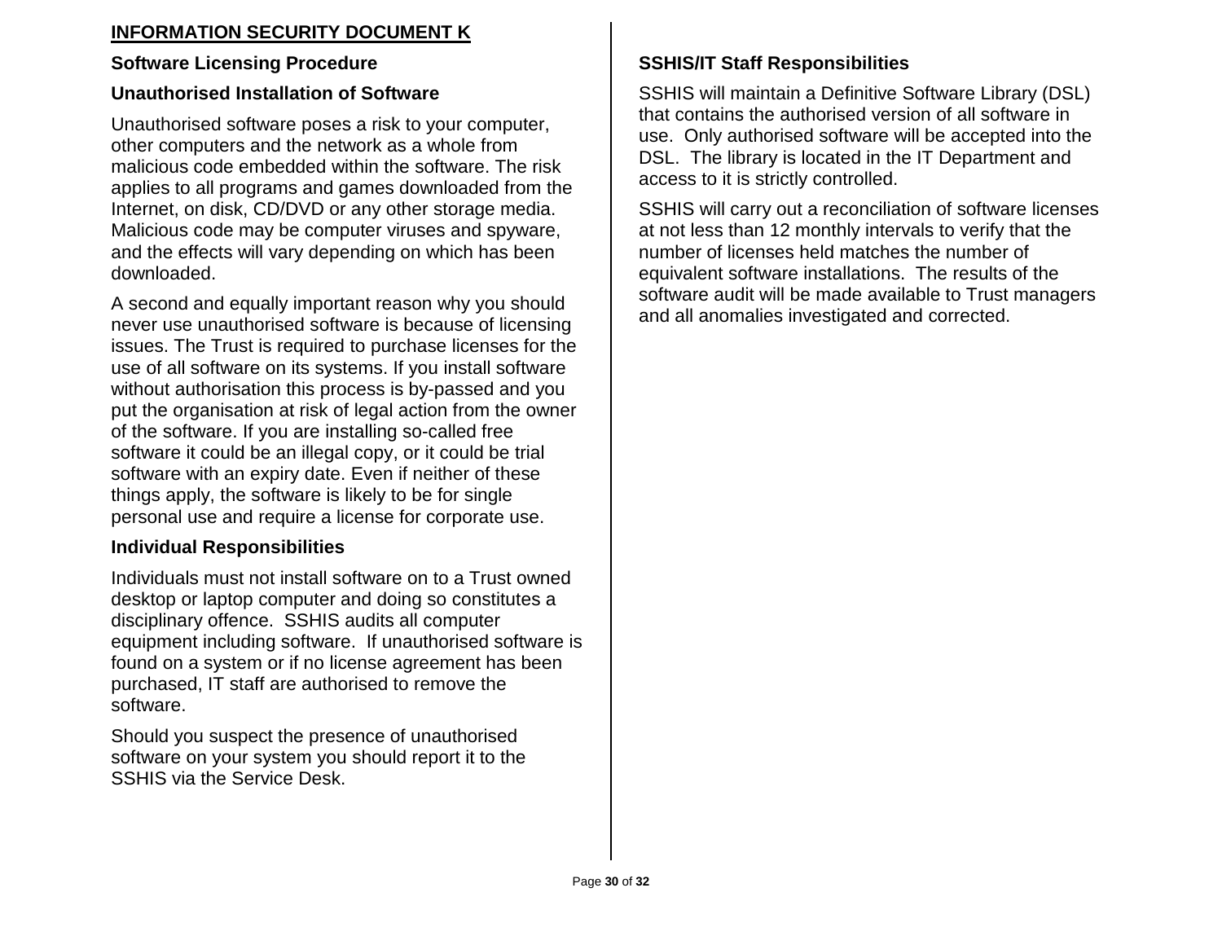**INFORMATION SECURITY DOCUMENT K**

## Software Licensing Procedure

### Unauthorised Installation of Software

Unauthorised software poses a risk to your computer, other computers and the network as a whole from malicious code embedded within the software. The risk applies to all programs and games downloaded from the Internet, on disk, CD/DVD or any other storage media. Malicious code may be computer viruses and spyware, and the effects will vary depending on which has been downloaded.

A second and equally important reason why you should never use unauthorised software is because of licensing issues. The Trust is required to purchase licenses for the use of all software on its systems. If you install software without authorisation this process is by-passed and you put the organisation at risk of legal action from the owner of the software. If you are installing so-called free software it could be an illegal copy, or it could be trial software with an expiry date. Even if neither of these things apply, the software is likely to be for single personal use and require a license for corporate use.

### Individual Responsibilities

Individuals must not install software on to a Trust owned desktop or laptop computer and doing so constitutes a disciplinary offence. SSHIS audits all computer equipment including software. If unauthorised software is found on a system or if no license agreement has been purchased, IT staff are authorised to remove the software.

Should you suspect the presence of unauthorised software on your system you should report it to the SSHIS via the Service Desk.

### SSHIS/IT Staff Responsibilities

SSHIS will maintain a Definitive Software Library (DSL) that contains the authorised version of all software in use. Only authorised software will be accepted into the DSL. The library is located in the IT Department and access to it is strictly controlled.

SSHIS will carry out a reconciliation of software licenses at not less than 12 monthly intervals to verify that the number of licenses held matches the number of equivalent software installations. The results of the software audit will be made available to Trust managers and all anomalies investigated and corrected.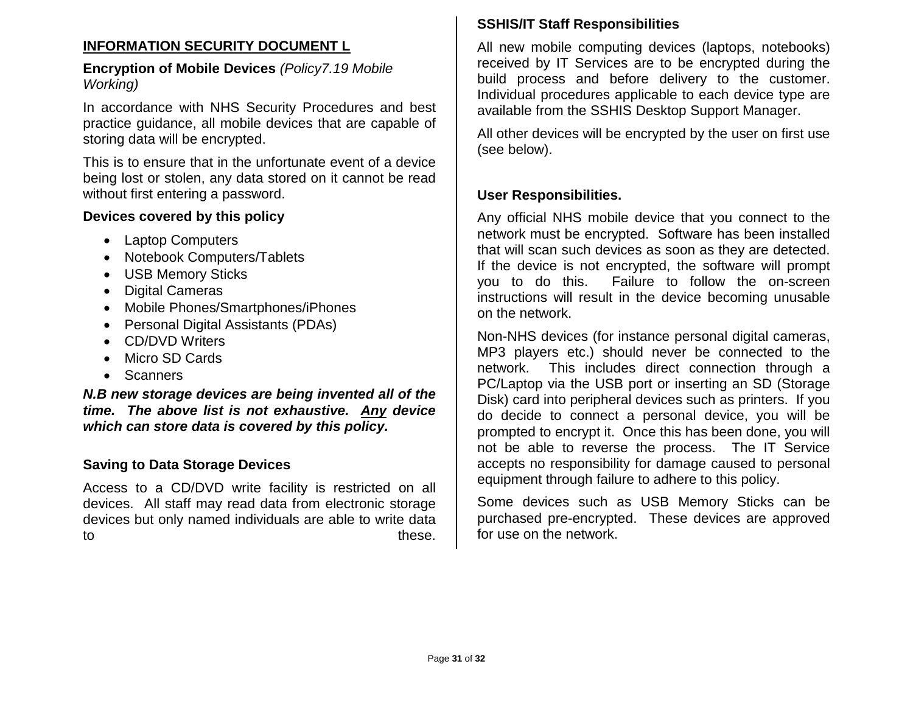## INFORMATION SECURITY DOCUMENT L

**Encryption of Mobile Devices** *(Policy7.19 Mobile Working)*

In accordance with NHS Security Procedures and best practice guidance, all mobile devices that are capable of storing data will be encrypted.

This is to ensure that in the unfortunate event of a device being lost or stolen, any data stored on it cannot be read without first entering a password.

### Devices covered by this policy

- Laptop Computers
- Notebook Computers/Tablets
- USB Memory Sticks
- Digital Cameras
- Mobile Phones/Smartphones/iPhones
- Personal Digital Assistants (PDAs)
- CD/DVD Writers
- Micro SD Cards
- Scanners

***N.B new storage devices are being invented all of the time. The above list is not exhaustive. Any device which can store data is covered by this policy.***

### Saving to Data Storage Devices

Access to a CD/DVD write facility is restricted on all devices. All staff may read data from electronic storage devices but only named individuals are able to write data to these.

### SSHIS/IT Staff Responsibilities

All new mobile computing devices (laptops, notebooks) received by IT Services are to be encrypted during the build process and before delivery to the customer. Individual procedures applicable to each device type are available from the SSHIS Desktop Support Manager.

All other devices will be encrypted by the user on first use (see below).

### User Responsibilities.

Any official NHS mobile device that you connect to the network must be encrypted. Software has been installed that will scan such devices as soon as they are detected. If the device is not encrypted, the software will prompt you to do this. Failure to follow the on-screen instructions will result in the device becoming unusable on the network.

Non-NHS devices (for instance personal digital cameras, MP3 players etc.) should never be connected to the network. This includes direct connection through a PC/Laptop via the USB port or inserting an SD (Storage Disk) card into peripheral devices such as printers. If you do decide to connect a personal device, you will be prompted to encrypt it. Once this has been done, you will not be able to reverse the process. The IT Service accepts no responsibility for damage caused to personal equipment through failure to adhere to this policy.

Some devices such as USB Memory Sticks can be purchased pre-encrypted. These devices are approved for use on the network.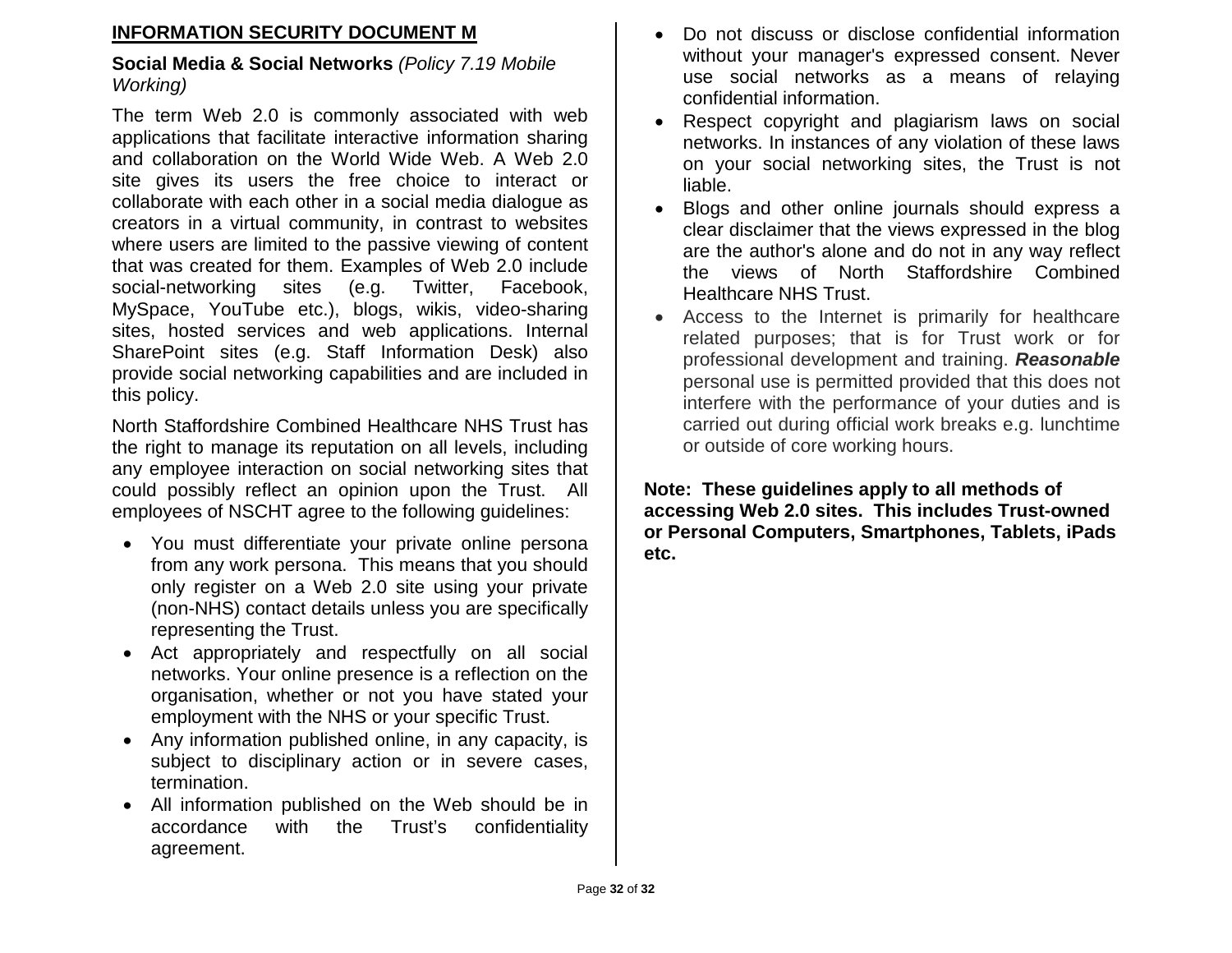**INFORMATION SECURITY DOCUMENT M**

**Social Media & Social Networks** *(Policy 7.19 Mobile Working)*

The term Web 2.0 is commonly associated with web applications that facilitate interactive information sharing and collaboration on the World Wide Web. A Web 2.0 site gives its users the free choice to interact or collaborate with each other in a social media dialogue as creators in a virtual community, in contrast to websites where users are limited to the passive viewing of content that was created for them. Examples of Web 2.0 include social-networking sites (e.g. Twitter, Facebook, MySpace, YouTube etc.), blogs, wikis, video-sharing sites, hosted services and web applications. Internal SharePoint sites (e.g. Staff Information Desk) also provide social networking capabilities and are included in this policy.

North Staffordshire Combined Healthcare NHS Trust has the right to manage its reputation on all levels, including any employee interaction on social networking sites that could possibly reflect an opinion upon the Trust. All employees of NSCHT agree to the following guidelines:

- You must differentiate your private online persona from any work persona. This means that you should only register on a Web 2.0 site using your private (non-NHS) contact details unless you are specifically representing the Trust.
- Act appropriately and respectfully on all social networks. Your online presence is a reflection on the organisation, whether or not you have stated your employment with the NHS or your specific Trust.
- Any information published online, in any capacity, is subject to disciplinary action or in severe cases, termination.
- All information published on the Web should be in accordance with the Trust's confidentiality agreement.
- Do not discuss or disclose confidential information without your manager's expressed consent. Never use social networks as a means of relaying confidential information.
- Respect copyright and plagiarism laws on social networks. In instances of any violation of these laws on your social networking sites, the Trust is not liable.
- Blogs and other online journals should express a clear disclaimer that the views expressed in the blog are the author's alone and do not in any way reflect the views of North Staffordshire Combined Healthcare NHS Trust.
- Access to the Internet is primarily for healthcare related purposes; that is for Trust work or for professional development and training. ***Reasonable*** personal use is permitted provided that this does not interfere with the performance of your duties and is carried out during official work breaks e.g. lunchtime or outside of core working hours.

**Note: These guidelines apply to all methods of accessing Web 2.0 sites. This includes Trust-owned or Personal Computers, Smartphones, Tablets, iPads etc.**